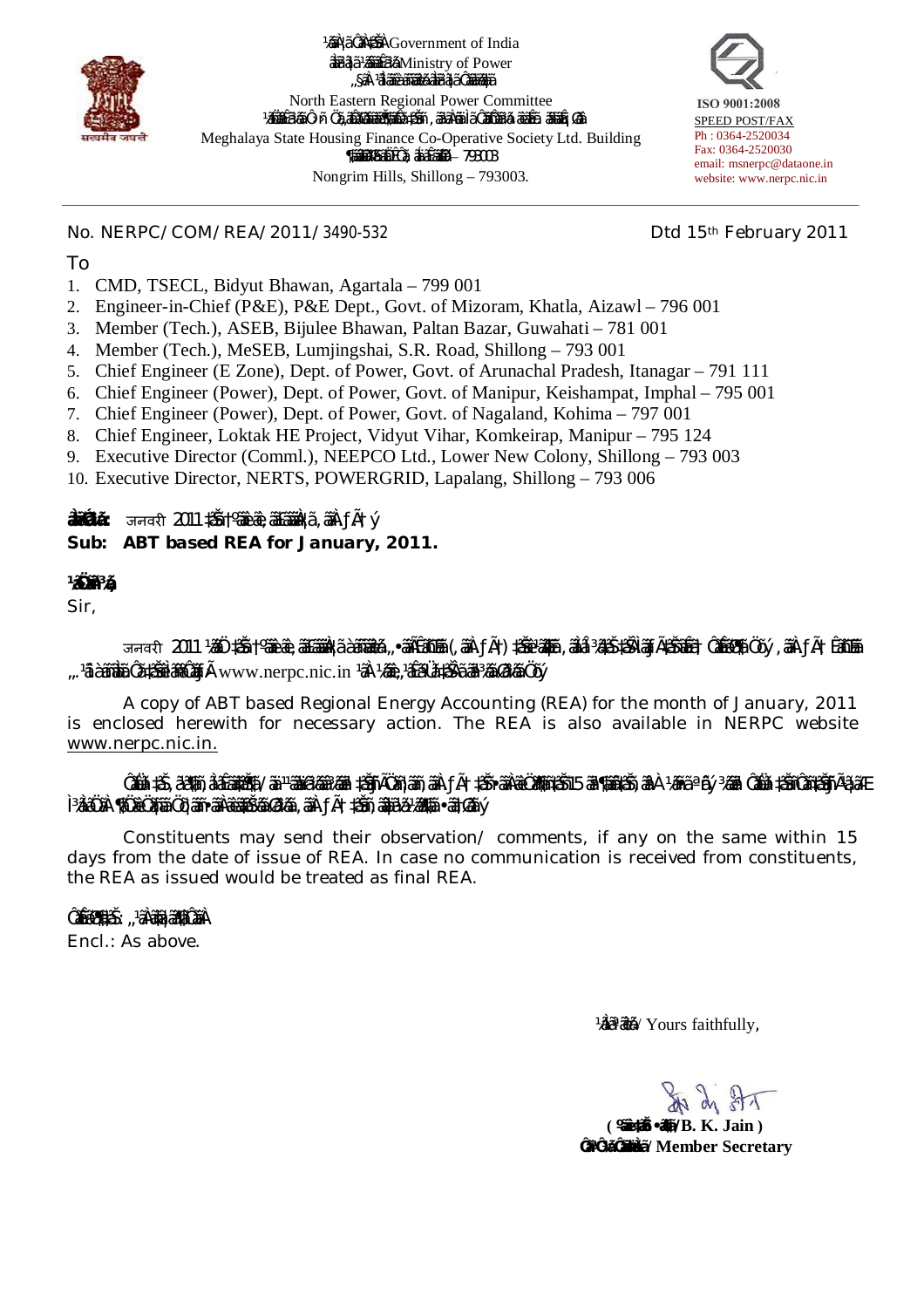Government of India
Ministry of Power
North Eastern Regional Power Committee
Meghalaya State Housing Finance Co-Operative Society Ltd. Building
Nongrim Hills, Shillong – 793003.

ISO 9001:2008
SPEED POST/FAX
Ph : 0364-2520034
Fax: 0364-2520030
email: msnerpc@dataone.in
website: www.nerpc.nic.in

No. NERPC/COM/REA/2011/3490-532 Dtd 15th February 2011

To

1. CMD, TSECL, Bidyut Bhawan, Agartala – 799 001
2. Engineer-in-Chief (P&E), P&E Dept., Govt. of Mizoram, Khatla, Aizawl – 796 001
3. Member (Tech.), ASEB, Bijulee Bhawan, Paltan Bazar, Guwahati – 781 001
4. Member (Tech.), MeSEB, Lumjingshai, S.R. Road, Shillong – 793 001
5. Chief Engineer (E Zone), Dept. of Power, Govt. of Arunachal Pradesh, Itanagar – 791 111
6. Chief Engineer (Power), Dept. of Power, Govt. of Manipur, Keishampat, Imphal – 795 001
7. Chief Engineer (Power), Dept. of Power, Govt. of Nagaland, Kohima – 797 001
8. Chief Engineer, Loktak HE Project, Vidyut Vihar, Komkeirap, Manipur – 795 124
9. Executive Director (Comml.), NEEPCO Ltd., Lower New Colony, Shillong – 793 003
10. Executive Director, NERTS, POWERGRID, Lapalang, Shillong – 793 006

**Sub: ABT based REA for January, 2011.**

Sir,

A copy of ABT based Regional Energy Accounting (REA) for the month of January, 2011 is enclosed herewith for necessary action. The REA is also available in NERPC website www.nerpc.nic.in.

Constituents may send their observation/ comments, if any on the same within 15 days from the date of issue of REA. In case no communication is received from constituents, the REA as issued would be treated as final REA.

Encl.: As above.

Yours faithfully,

**( B. K. Jain )**
**Member Secretary**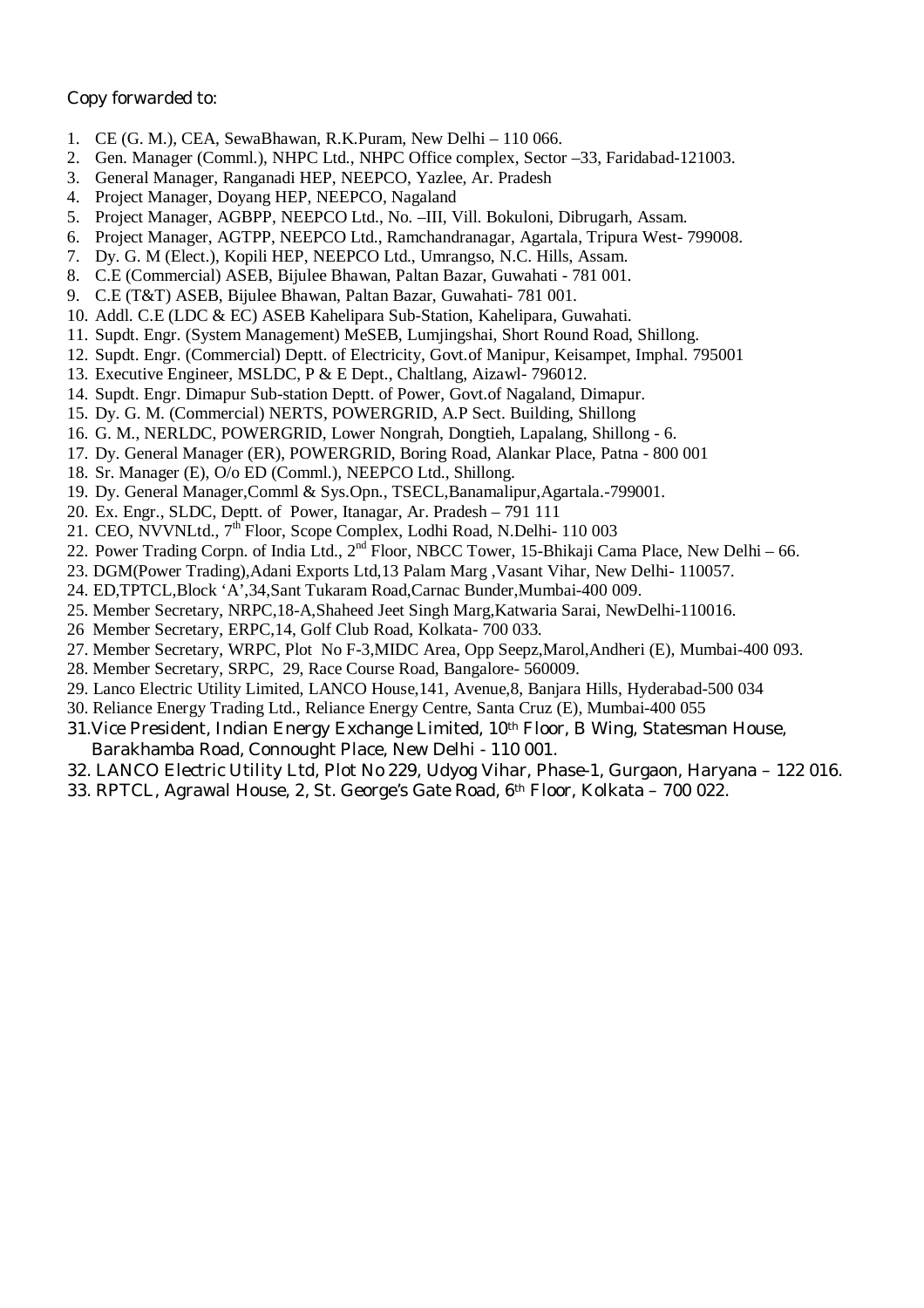Copy forwarded to:

1. CE (G. M.), CEA, SewaBhawan, R.K.Puram, New Delhi – 110 066.
2. Gen. Manager (Comml.), NHPC Ltd., NHPC Office complex, Sector –33, Faridabad-121003.
3. General Manager, Ranganadi HEP, NEEPCO, Yazlee, Ar. Pradesh
4. Project Manager, Doyang HEP, NEEPCO, Nagaland
5. Project Manager, AGBPP, NEEPCO Ltd., No. –III, Vill. Bokuloni, Dibrugarh, Assam.
6. Project Manager, AGTPP, NEEPCO Ltd., Ramchandranagar, Agartala, Tripura West- 799008.
7. Dy. G. M (Elect.), Kopili HEP, NEEPCO Ltd., Umrangso, N.C. Hills, Assam.
8. C.E (Commercial) ASEB, Bijulee Bhawan, Paltan Bazar, Guwahati - 781 001.
9. C.E (T&T) ASEB, Bijulee Bhawan, Paltan Bazar, Guwahati- 781 001.
10. Addl. C.E (LDC & EC) ASEB Kahelipara Sub-Station, Kahelipara, Guwahati.
11. Supdt. Engr. (System Management) MeSEB, Lumjingshai, Short Round Road, Shillong.
12. Supdt. Engr. (Commercial) Deptt. of Electricity, Govt.of Manipur, Keisampet, Imphal. 795001
13. Executive Engineer, MSLDC, P & E Dept., Chaltlang, Aizawl- 796012.
14. Supdt. Engr. Dimapur Sub-station Deptt. of Power, Govt.of Nagaland, Dimapur.
15. Dy. G. M. (Commercial) NERTS, POWERGRID, A.P Sect. Building, Shillong
16. G. M., NERLDC, POWERGRID, Lower Nongrah, Dongtieh, Lapalang, Shillong - 6.
17. Dy. General Manager (ER), POWERGRID, Boring Road, Alankar Place, Patna - 800 001
18. Sr. Manager (E), O/o ED (Comml.), NEEPCO Ltd., Shillong.
19. Dy. General Manager,Comml & Sys.Opn., TSECL,Banamalipur,Agartala.-799001.
20. Ex. Engr., SLDC, Deptt. of Power, Itanagar, Ar. Pradesh – 791 111
21. CEO, NVVNLtd., 7th Floor, Scope Complex, Lodhi Road, N.Delhi- 110 003
22. Power Trading Corpn. of India Ltd., 2nd Floor, NBCC Tower, 15-Bhikaji Cama Place, New Delhi – 66.
23. DGM(Power Trading),Adani Exports Ltd,13 Palam Marg ,Vasant Vihar, New Delhi- 110057.
24. ED,TPTCL,Block 'A',34,Sant Tukaram Road,Carnac Bunder,Mumbai-400 009.
25. Member Secretary, NRPC,18-A,Shaheed Jeet Singh Marg,Katwaria Sarai, NewDelhi-110016.
26. Member Secretary, ERPC,14, Golf Club Road, Kolkata- 700 033.
27. Member Secretary, WRPC, Plot No F-3,MIDC Area, Opp Seepz,Marol,Andheri (E), Mumbai-400 093.
28. Member Secretary, SRPC, 29, Race Course Road, Bangalore- 560009.
29. Lanco Electric Utility Limited, LANCO House,141, Avenue,8, Banjara Hills, Hyderabad-500 034
30. Reliance Energy Trading Ltd., Reliance Energy Centre, Santa Cruz (E), Mumbai-400 055
31. Vice President, Indian Energy Exchange Limited, 10th Floor, B Wing, Statesman House, Barakhamba Road, Connought Place, New Delhi - 110 001.
32. LANCO Electric Utility Ltd, Plot No 229, Udyog Vihar, Phase-1, Gurgaon, Haryana – 122 016.
33. RPTCL, Agrawal House, 2, St. George's Gate Road, 6th Floor, Kolkata – 700 022.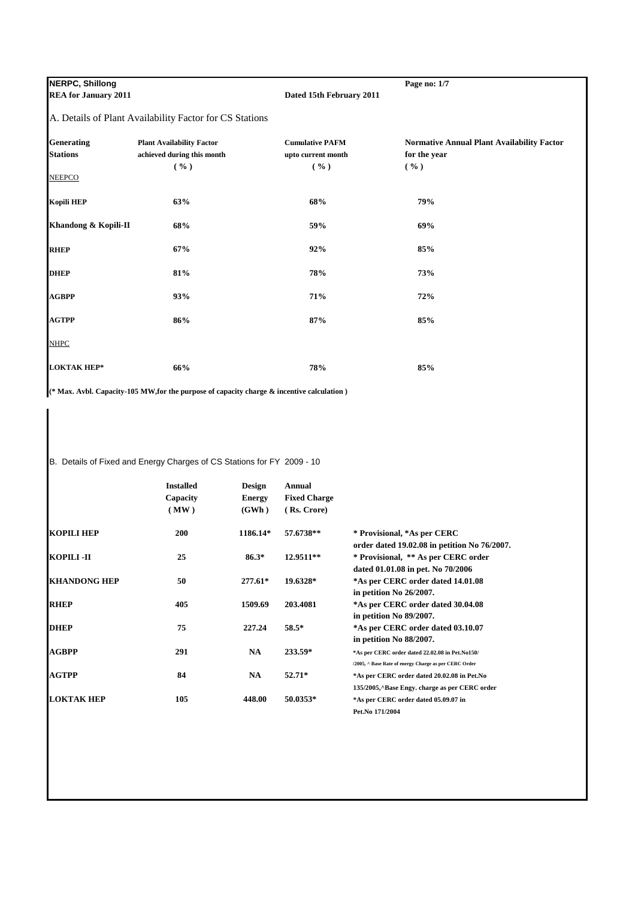**NERPC, Shillong**
**REA for January 2011**

**Dated 15th February 2011**

A. Details of Plant Availability Factor for CS Stations

| Generating Stations | Plant Availability Factor achieved during this month ( % ) | Cumulative PAFM upto current month ( % ) | Normative Annual Plant Availability Factor for the year ( % ) |
|---|---|---|---|
| NEEPCO | | | |
| **Kopili HEP** | **63%** | **68%** | **79%** |
| **Khandong & Kopili-II** | **68%** | **59%** | **69%** |
| **RHEP** | **67%** | **92%** | **85%** |
| **DHEP** | **81%** | **78%** | **73%** |
| **AGBPP** | **93%** | **71%** | **72%** |
| **AGTPP** | **86%** | **87%** | **85%** |
| NHPC | | | |
| **LOKTAK HEP*** | **66%** | **78%** | **85%** |

**(* Max. Avbl. Capacity-105 MW,for the purpose of capacity charge & incentive calculation )**

B. Details of Fixed and Energy Charges of CS Stations for FY 2009 - 10

| | Installed Capacity ( MW ) | Design Energy (GWh ) | Annual Fixed Charge ( Rs. Crore) | |
|---|---|---|---|---|
| **KOPILI HEP** | **200** | **1186.14*** | **57.6738**** | **\* Provisional, *As per CERC order dated 19.02.08 in petition No 76/2007.** |
| **KOPILI -II** | **25** | **86.3*** | **12.9511**** | **\* Provisional, ** As per CERC order dated 01.01.08 in pet. No 70/2006** |
| **KHANDONG HEP** | **50** | **277.61*** | **19.6328*** | **\*As per CERC order dated 14.01.08 in petition No 26/2007.** |
| **RHEP** | **405** | **1509.69** | **203.4081** | **\*As per CERC order dated 30.04.08 in petition No 89/2007.** |
| **DHEP** | **75** | **227.24** | **58.5*** | **\*As per CERC order dated 03.10.07 in petition No 88/2007.** |
| **AGBPP** | **291** | **NA** | **233.59*** | **\*As per CERC order dated 22.02.08 in Pet.No150/ /2005, ^ Base Rate of energy Charge as per CERC Order** |
| **AGTPP** | **84** | **NA** | **52.71*** | **\*As per CERC order dated 20.02.08 in Pet.No 135/2005,^Base Engy. charge as per CERC order** |
| **LOKTAK HEP** | **105** | **448.00** | **50.0353*** | **\*As per CERC order dated 05.09.07 in Pet.No 171/2004** |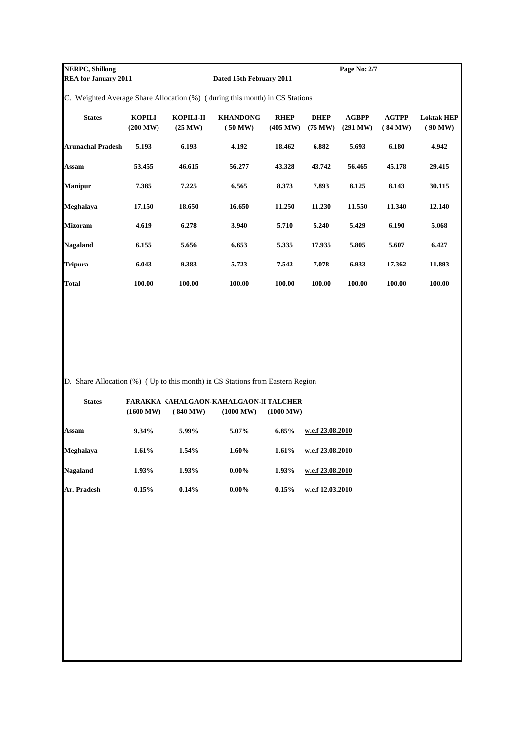**NERPC, Shillong**

**REA for January 2011** **Dated 15th February 2011**

C. Weighted Average Share Allocation (%) ( during this month) in CS Stations

| States | KOPILI (200 MW) | KOPILI-II (25 MW) | KHANDONG ( 50 MW) | RHEP (405 MW) | DHEP (75 MW) | AGBPP (291 MW) | AGTPP ( 84 MW) | Loktak HEP ( 90 MW) |
|---|---|---|---|---|---|---|---|---|
| Arunachal Pradesh | 5.193 | 6.193 | 4.192 | 18.462 | 6.882 | 5.693 | 6.180 | 4.942 |
| Assam | 53.455 | 46.615 | 56.277 | 43.328 | 43.742 | 56.465 | 45.178 | 29.415 |
| Manipur | 7.385 | 7.225 | 6.565 | 8.373 | 7.893 | 8.125 | 8.143 | 30.115 |
| Meghalaya | 17.150 | 18.650 | 16.650 | 11.250 | 11.230 | 11.550 | 11.340 | 12.140 |
| Mizoram | 4.619 | 6.278 | 3.940 | 5.710 | 5.240 | 5.429 | 6.190 | 5.068 |
| Nagaland | 6.155 | 5.656 | 6.653 | 5.335 | 17.935 | 5.805 | 5.607 | 6.427 |
| Tripura | 6.043 | 9.383 | 5.723 | 7.542 | 7.078 | 6.933 | 17.362 | 11.893 |
| Total | 100.00 | 100.00 | 100.00 | 100.00 | 100.00 | 100.00 | 100.00 | 100.00 |

D. Share Allocation (%) ( Up to this month) in CS Stations from Eastern Region

| States | FARAKKA (1600 MW) | KAHALGAON- ( 840 MW) | KAHALGAON-II (1000 MW) | TALCHER (1000 MW) | |
|---|---|---|---|---|---|
| Assam | 9.34% | 5.99% | 5.07% | 6.85% | w.e.f 23.08.2010 |
| Meghalaya | 1.61% | 1.54% | 1.60% | 1.61% | w.e.f 23.08.2010 |
| Nagaland | 1.93% | 1.93% | 0.00% | 1.93% | w.e.f 23.08.2010 |
| Ar. Pradesh | 0.15% | 0.14% | 0.00% | 0.15% | w.e.f 12.03.2010 |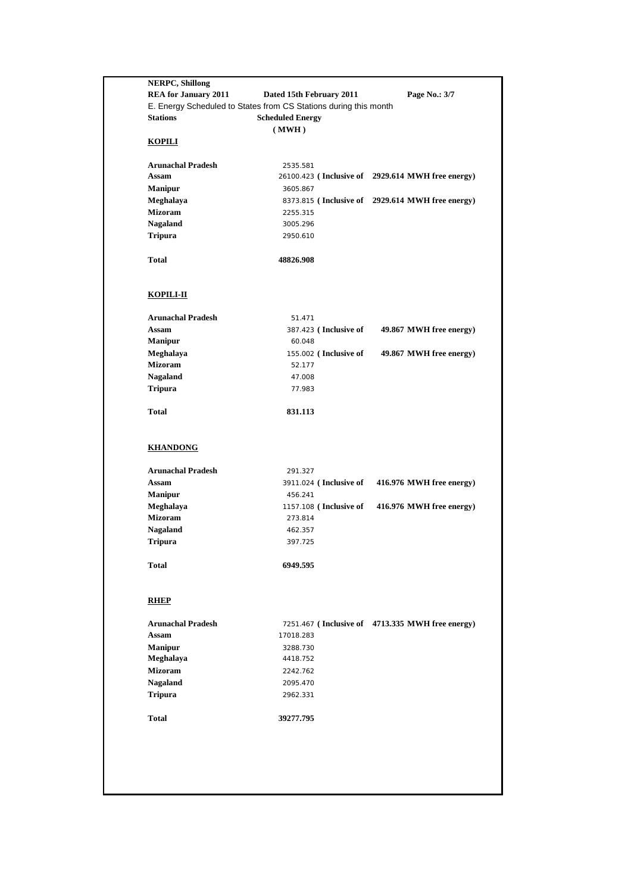**NERPC, Shillong**

**REA for January 2011** **Dated 15th February 2011**

E. Energy Scheduled to States from CS Stations during this month

| **Stations** | **Scheduled Energy (MWH)** | |
|---|---|---|
| **KOPILI** | | |
| **Arunachal Pradesh** | 2535.581 | |
| **Assam** | 26100.423 | **( Inclusive of 2929.614 MWH free energy)** |
| **Manipur** | 3605.867 | |
| **Meghalaya** | 8373.815 | **( Inclusive of 2929.614 MWH free energy)** |
| **Mizoram** | 2255.315 | |
| **Nagaland** | 3005.296 | |
| **Tripura** | 2950.610 | |
| **Total** | **48826.908** | |
| **KOPILI-II** | | |
| **Arunachal Pradesh** | 51.471 | |
| **Assam** | 387.423 | **( Inclusive of 49.867 MWH free energy)** |
| **Manipur** | 60.048 | |
| **Meghalaya** | 155.002 | **( Inclusive of 49.867 MWH free energy)** |
| **Mizoram** | 52.177 | |
| **Nagaland** | 47.008 | |
| **Tripura** | 77.983 | |
| **Total** | **831.113** | |
| **KHANDONG** | | |
| **Arunachal Pradesh** | 291.327 | |
| **Assam** | 3911.024 | **( Inclusive of 416.976 MWH free energy)** |
| **Manipur** | 456.241 | |
| **Meghalaya** | 1157.108 | **( Inclusive of 416.976 MWH free energy)** |
| **Mizoram** | 273.814 | |
| **Nagaland** | 462.357 | |
| **Tripura** | 397.725 | |
| **Total** | **6949.595** | |
| **RHEP** | | |
| **Arunachal Pradesh** | 7251.467 | **( Inclusive of 4713.335 MWH free energy)** |
| **Assam** | 17018.283 | |
| **Manipur** | 3288.730 | |
| **Meghalaya** | 4418.752 | |
| **Mizoram** | 2242.762 | |
| **Nagaland** | 2095.470 | |
| **Tripura** | 2962.331 | |
| **Total** | **39277.795** | |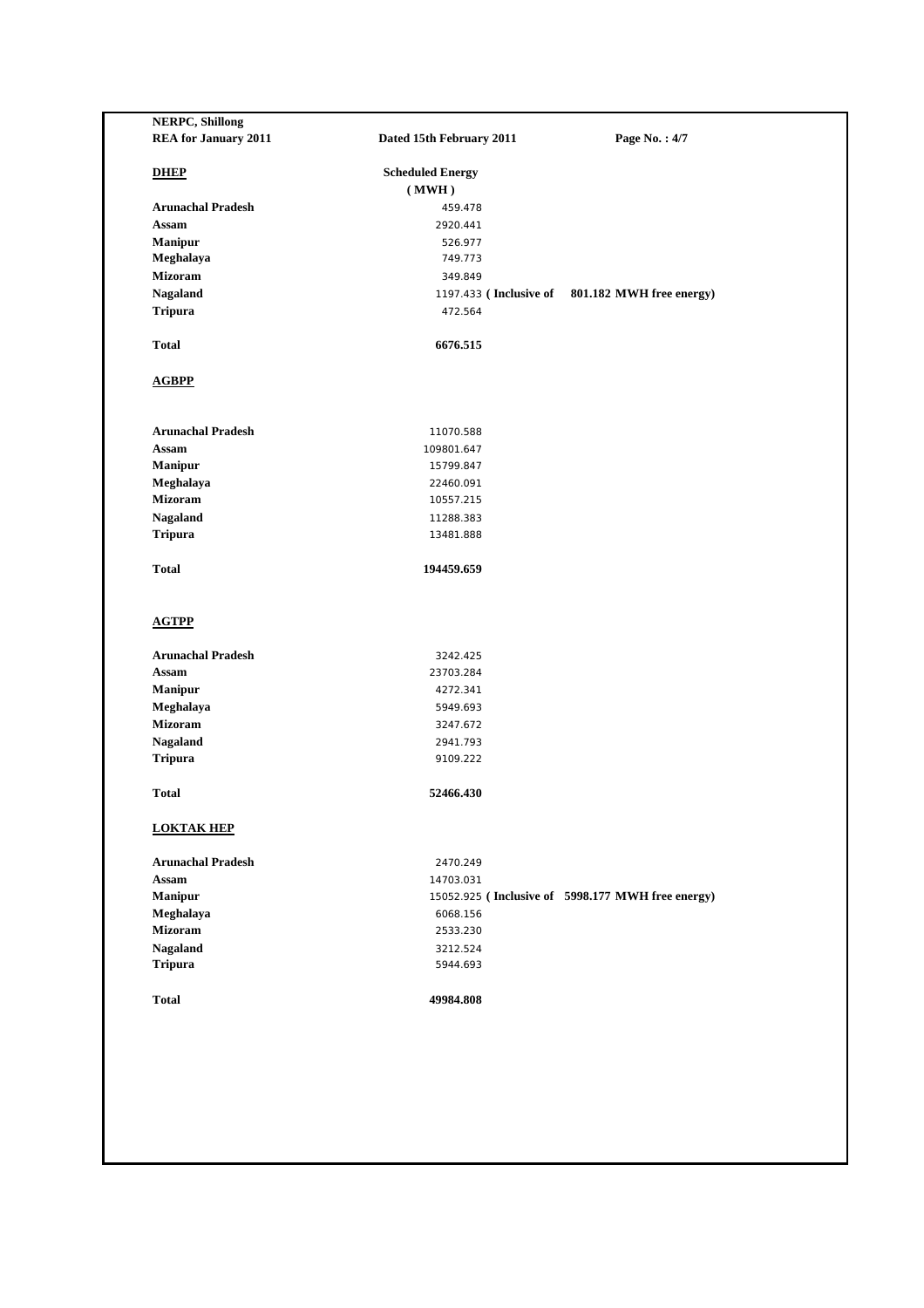**NERPC, Shillong**

**REA for January 2011** | **Dated 15th February 2011**

## DHEP

| | Scheduled Energy (MWH) | |
|---|---|---|
| **Arunachal Pradesh** | 459.478 | |
| **Assam** | 2920.441 | |
| **Manipur** | 526.977 | |
| **Meghalaya** | 749.773 | |
| **Mizoram** | 349.849 | |
| **Nagaland** | 1197.433 | **( Inclusive of 801.182 MWH free energy)** |
| **Tripura** | 472.564 | |
| **Total** | **6676.515** | |

## AGBPP

| | Scheduled Energy (MWH) |
|---|---|
| **Arunachal Pradesh** | 11070.588 |
| **Assam** | 109801.647 |
| **Manipur** | 15799.847 |
| **Meghalaya** | 22460.091 |
| **Mizoram** | 10557.215 |
| **Nagaland** | 11288.383 |
| **Tripura** | 13481.888 |
| **Total** | **194459.659** |

## AGTPP

| | Scheduled Energy (MWH) |
|---|---|
| **Arunachal Pradesh** | 3242.425 |
| **Assam** | 23703.284 |
| **Manipur** | 4272.341 |
| **Meghalaya** | 5949.693 |
| **Mizoram** | 3247.672 |
| **Nagaland** | 2941.793 |
| **Tripura** | 9109.222 |
| **Total** | **52466.430** |

## LOKTAK HEP

| | Scheduled Energy (MWH) | |
|---|---|---|
| **Arunachal Pradesh** | 2470.249 | |
| **Assam** | 14703.031 | |
| **Manipur** | 15052.925 | **( Inclusive of 5998.177 MWH free energy)** |
| **Meghalaya** | 6068.156 | |
| **Mizoram** | 2533.230 | |
| **Nagaland** | 3212.524 | |
| **Tripura** | 5944.693 | |
| **Total** | **49984.808** | |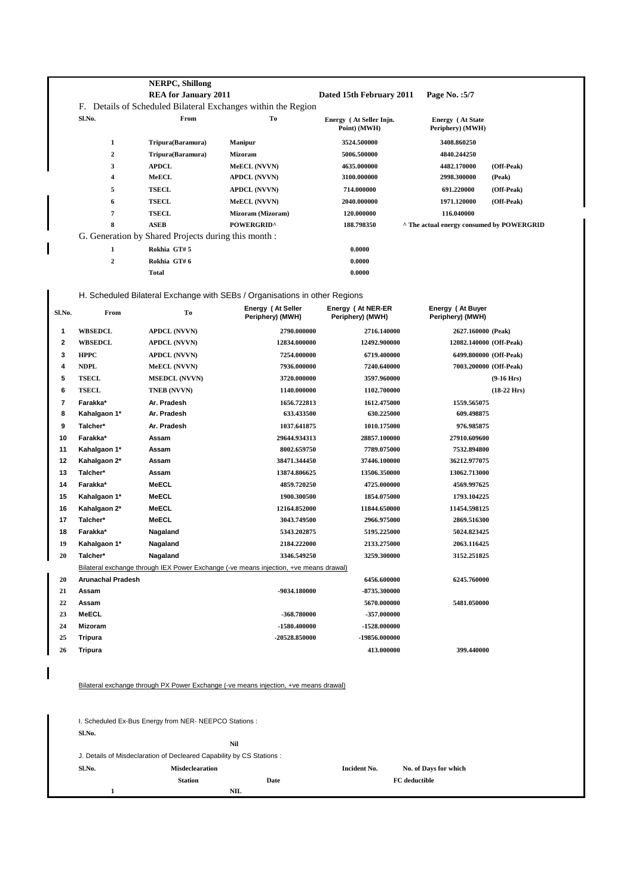**NERPC, Shillong**

**REA for January 2011** | **Dated 15th February 2011**

F. Details of Scheduled Bilateral Exchanges within the Region

| Sl.No. | From | To | Energy ( At Seller Injn. Point) (MWH) | Energy ( At State Periphery) (MWH) | |
|---|---|---|---|---|---|
| 1 | Tripura(Baramura) | Manipur | 3524.500000 | 3408.860250 | |
| 2 | Tripura(Baramura) | Mizoram | 5006.500000 | 4840.244250 | |
| 3 | APDCL | MeECL (NVVN) | 4635.000000 | 4482.170000 | (Off-Peak) |
| 4 | MeECL | APDCL (NVVN) | 3100.000000 | 2998.300000 | (Peak) |
| 5 | TSECL | APDCL (NVVN) | 714.000000 | 691.220000 | (Off-Peak) |
| 6 | TSECL | MeECL (NVVN) | 2040.000000 | 1971.120000 | (Off-Peak) |
| 7 | TSECL | Mizoram (Mizoram) | 120.000000 | 116.040000 | |
| 8 | ASEB | POWERGRID^ | 188.798350 | ^ The actual energy consumed by POWERGRID | |

G. Generation by Shared Projects during this month :

| Sl.No. | Station | Energy |
|---|---|---|
| 1 | Rokhia GT# 5 | 0.0000 |
| 2 | Rokhia GT# 6 | 0.0000 |
| | Total | 0.0000 |

H. Scheduled Bilateral Exchange with SEBs / Organisations in other Regions

| Sl.No. | From | To | Energy ( At Seller Periphery) (MWH) | Energy ( At NER-ER Periphery) (MWH) | Energy ( At Buyer Periphery) (MWH) | |
|---|---|---|---|---|---|---|
| 1 | WBSEDCL | APDCL (NVVN) | 2790.000000 | 2716.140000 | 2627.160000 | (Peak) |
| 2 | WBSEDCL | APDCL (NVVN) | 12834.000000 | 12492.900000 | 12082.140000 | (Off-Peak) |
| 3 | HPPC | APDCL (NVVN) | 7254.000000 | 6719.400000 | 6499.800000 | (Off-Peak) |
| 4 | NDPL | MeECL (NVVN) | 7936.000000 | 7240.640000 | 7003.200000 | (Off-Peak) |
| 5 | TSECL | MSEDCL (NVVN) | 3720.000000 | 3597.960000 | | (9-16 Hrs) |
| 6 | TSECL | TNEB (NVVN) | 1140.000000 | 1102.700000 | | (18-22 Hrs) |
| 7 | Farakka* | Ar. Pradesh | 1656.722813 | 1612.475000 | 1559.565075 | |
| 8 | Kahalgaon 1* | Ar. Pradesh | 633.433500 | 630.225000 | 609.498875 | |
| 9 | Talcher* | Ar. Pradesh | 1037.641875 | 1010.175000 | 976.985875 | |
| 10 | Farakka* | Assam | 29644.934313 | 28857.100000 | 27910.609600 | |
| 11 | Kahalgaon 1* | Assam | 8002.659750 | 7789.075000 | 7532.894800 | |
| 12 | Kahalgaon 2* | Assam | 38471.344450 | 37446.100000 | 36212.977075 | |
| 13 | Talcher* | Assam | 13874.806625 | 13506.350000 | 13062.713000 | |
| 14 | Farakka* | MeECL | 4859.720250 | 4725.000000 | 4569.997625 | |
| 15 | Kahalgaon 1* | MeECL | 1900.300500 | 1854.075000 | 1793.104225 | |
| 16 | Kahalgaon 2* | MeECL | 12164.852000 | 11844.650000 | 11454.598125 | |
| 17 | Talcher* | MeECL | 3043.749500 | 2966.975000 | 2869.516300 | |
| 18 | Farakka* | Nagaland | 5343.202875 | 5195.225000 | 5024.823425 | |
| 19 | Kahalgaon 1* | Nagaland | 2184.222000 | 2133.275000 | 2063.116425 | |
| 20 | Talcher* | Nagaland | 3346.549250 | 3259.300000 | 3152.251825 | |
| | Bilateral exchange through IEX Power Exchange (-ve means injection, +ve means drawal) | | | | | |
| 20 | Arunachal Pradesh | | | 6456.600000 | 6245.760000 | |
| 21 | Assam | | -9034.180000 | -8735.300000 | | |
| 22 | Assam | | | 5670.000000 | 5481.050000 | |
| 23 | MeECL | | -368.780000 | -357.000000 | | |
| 24 | Mizoram | | -1580.400000 | -1528.000000 | | |
| 25 | Tripura | | -20528.850000 | -19856.000000 | | |
| 26 | Tripura | | | 413.000000 | 399.440000 | |

Bilateral exchange through PX Power Exchange (-ve means injection, +ve means drawal)

I. Scheduled Ex-Bus Energy from NER- NEEPCO Stations :

Sl.No.

Nil

J. Details of Misdeclaration of Decleared Capability by CS Stations :

| Sl.No. | Misdeclearation Station | Date | Incident No. | No. of Days for which FC deductible |
|---|---|---|---|---|
| 1 | NIL | | | |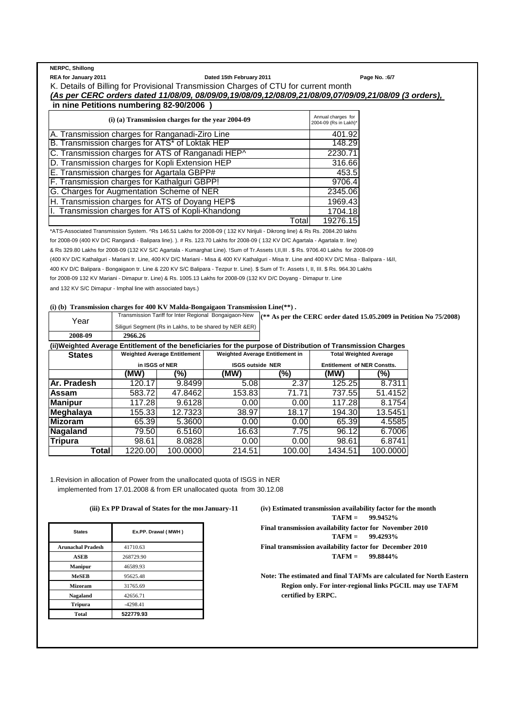NERPC, Shillong

REA for January 2011 — Dated 15th February 2011 — Page No. :6/7

## K. Details of Billing for Provisional Transmission Charges of CTU for current month

***(As per CERC orders dated 11/08/09, 08/09/09,19/08/09,12/08/09,21/08/09,07/09/09,21/08/09 (3 orders), in nine Petitions numbering 82-90/2006 )***

| (i) (a) Transmission charges for the year 2004-09 | Annual charges for 2004-09 (Rs in Lakh)* |
|---|---|
| A. Transmission charges for Ranganadi-Ziro Line | 401.92 |
| B. Transmission charges for ATS* of Loktak HEP | 148.29 |
| C. Transmission charges for ATS of Ranganadi HEP^ | 2230.71 |
| D. Transmission charges for Kopli Extension HEP | 316.66 |
| E. Transmission charges for Agartala GBPP# | 453.5 |
| F. Transmission charges for Kathalguri GBPP! | 9706.4 |
| G. Charges for Augmentation Scheme of NER | 2345.06 |
| H. Transmission charges for ATS of Doyang HEP$ | 1969.43 |
| I. Transmission charges for ATS of Kopli-Khandong | 1704.18 |
| Total | 19276.15 |

*ATS-Associated Transmission System. ^Rs 146.51 Lakhs for 2008-09 ( 132 KV Nirijuli - Dikrong line) & Rs Rs. 2084.20 lakhs for 2008-09 (400 KV D/C Rangandi - Balipara line). ). # Rs. 123.70 Lakhs for 2008-09 ( 132 KV D/C Agartala - Agartala tr. line) & Rs 329.80 Lakhs for 2008-09 (132 KV S/C Agartala - Kumarghat Line). !Sum of Tr.Assets I,II,III . $ Rs. 9706.40 Lakhs for 2008-09 (400 KV D/C Kathalguri - Mariani tr. Line, 400 KV D/C Mariani - Misa & 400 KV Kathalguri - Misa tr. Line and 400 KV D/C Misa - Balipara - I&II, 400 KV D/C Balipara - Bongaigaon tr. Line & 220 KV S/C Balipara - Tezpur tr. Line). $ Sum of Tr. Assets I, II, III. $ Rs. 964.30 Lakhs for 2008-09 132 KV Mariani - Dimapur tr. Line) & Rs. 1005.13 Lakhs for 2008-09 (132 KV D/C Doyang - Dimapur tr. Line and 132 KV S/C Dimapur - Imphal line with associated bays.)

**(i) (b) Transmission charges for 400 KV Malda-Bongaigaon Transmission Line(**) .**

| Year | Transmission Tariff for Inter Regional Bongaigaon-New Siliguri Segment (Rs in Lakhs, to be shared by NER &ER) |
|---|---|
| 2008-09 | 2966.26 |

**(** As per the CERC order dated 15.05.2009 in Petition No 75/2008)**

**(ii)Weighted Average Entitlement of the beneficiaries for the purpose of Distribution of Transmission Charges**

| States | Weighted Average Entitlement in ISGS of NER | | Weighted Average Entitlement in ISGS outside NER | | Total Weighted Average Entitlement of NER Constts. | |
|---|---|---|---|---|---|---|
| | (MW) | (%) | (MW) | (%) | (MW) | (%) |
| Ar. Pradesh | 120.17 | 9.8499 | 5.08 | 2.37 | 125.25 | 8.7311 |
| Assam | 583.72 | 47.8462 | 153.83 | 71.71 | 737.55 | 51.4152 |
| Manipur | 117.28 | 9.6128 | 0.00 | 0.00 | 117.28 | 8.1754 |
| Meghalaya | 155.33 | 12.7323 | 38.97 | 18.17 | 194.30 | 13.5451 |
| Mizoram | 65.39 | 5.3600 | 0.00 | 0.00 | 65.39 | 4.5585 |
| Nagaland | 79.50 | 6.5160 | 16.63 | 7.75 | 96.12 | 6.7006 |
| Tripura | 98.61 | 8.0828 | 0.00 | 0.00 | 98.61 | 6.8741 |
| Total | 1220.00 | 100.0000 | 214.51 | 100.00 | 1434.51 | 100.0000 |

1.Revision in allocation of Power from the unallocated quota of ISGS in NER implemented from 17.01.2008 & from ER unallocated quota from 30.12.08

**(iii) Ex PP Drawal of States for the mo January-11**

| States | Ex.PP. Drawal ( MWH ) |
|---|---|
| Arunachal Pradesh | 41710.63 |
| ASEB | 268729.90 |
| Manipur | 46589.93 |
| MeSEB | 95625.48 |
| Mizoram | 31765.69 |
| Nagaland | 42656.71 |
| Tripura | -4298.41 |
| Total | 522779.93 |

**(iv) Estimated transmission availability factor for the month**

**TAFM = 99.9452%**

**Final transmission availability factor for November 2010**

**TAFM = 99.4293%**

**Final transmission availability factor for December 2010**

**TAFM = 99.8844%**

**Note: The estimated and final TAFMs are calculated for North Eastern Region only. For inter-regional links PGCIL may use TAFM certified by ERPC.**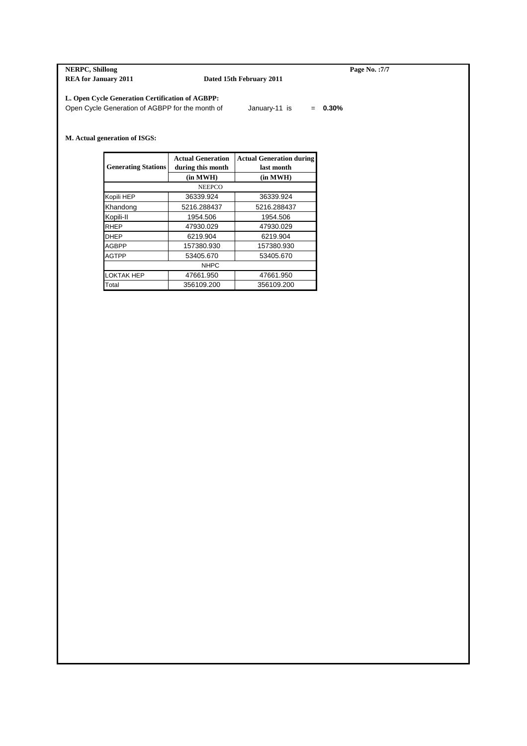**NERPC, Shillong**
**REA for January 2011** **Dated 15th February 2011**

**L. Open Cycle Generation Certification of AGBPP:**

Open Cycle Generation of AGBPP for the month of January-11 is = **0.30%**

**M. Actual generation of ISGS:**

| Generating Stations | Actual Generation during this month (in MWH) | Actual Generation during last month (in MWH) |
|---|---|---|
| NEEPCO | | |
| Kopili HEP | 36339.924 | 36339.924 |
| Khandong | 5216.288437 | 5216.288437 |
| Kopili-II | 1954.506 | 1954.506 |
| RHEP | 47930.029 | 47930.029 |
| DHEP | 6219.904 | 6219.904 |
| AGBPP | 157380.930 | 157380.930 |
| AGTPP | 53405.670 | 53405.670 |
| NHPC | | |
| LOKTAK HEP | 47661.950 | 47661.950 |
| Total | 356109.200 | 356109.200 |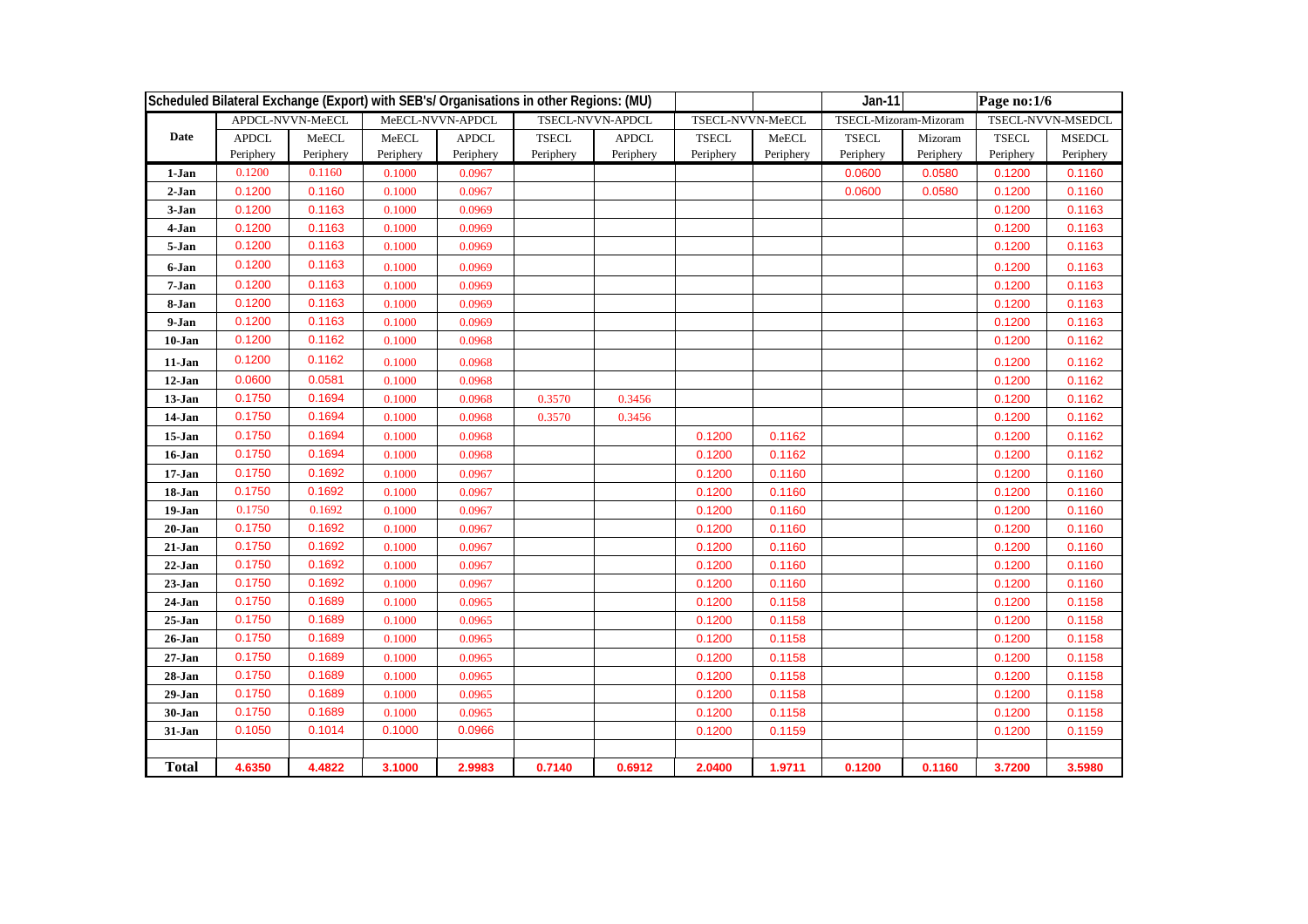| Scheduled Bilateral Exchange (Export) with SEB's/ Organisations in other Regions: (MU) | | | | | | | | | Jan-11 | | Page no:1/6 | |
|---|---|---|---|---|---|---|---|---|---|---|---|---|
| | APDCL-NVVN-MeECL | | MeECL-NVVN-APDCL | | TSECL-NVVN-APDCL | | TSECL-NVVN-MeECL | | TSECL-Mizoram-Mizoram | | TSECL-NVVN-MSEDCL | |
| Date | APDCL Periphery | MeECL Periphery | MeECL Periphery | APDCL Periphery | TSECL Periphery | APDCL Periphery | TSECL Periphery | MeECL Periphery | TSECL Periphery | Mizoram Periphery | TSECL Periphery | MSEDCL Periphery |
| 1-Jan | 0.1200 | 0.1160 | 0.1000 | 0.0967 | | | | | 0.0600 | 0.0580 | 0.1200 | 0.1160 |
| 2-Jan | 0.1200 | 0.1160 | 0.1000 | 0.0967 | | | | | 0.0600 | 0.0580 | 0.1200 | 0.1160 |
| 3-Jan | 0.1200 | 0.1163 | 0.1000 | 0.0969 | | | | | | | 0.1200 | 0.1163 |
| 4-Jan | 0.1200 | 0.1163 | 0.1000 | 0.0969 | | | | | | | 0.1200 | 0.1163 |
| 5-Jan | 0.1200 | 0.1163 | 0.1000 | 0.0969 | | | | | | | 0.1200 | 0.1163 |
| 6-Jan | 0.1200 | 0.1163 | 0.1000 | 0.0969 | | | | | | | 0.1200 | 0.1163 |
| 7-Jan | 0.1200 | 0.1163 | 0.1000 | 0.0969 | | | | | | | 0.1200 | 0.1163 |
| 8-Jan | 0.1200 | 0.1163 | 0.1000 | 0.0969 | | | | | | | 0.1200 | 0.1163 |
| 9-Jan | 0.1200 | 0.1163 | 0.1000 | 0.0969 | | | | | | | 0.1200 | 0.1163 |
| 10-Jan | 0.1200 | 0.1162 | 0.1000 | 0.0968 | | | | | | | 0.1200 | 0.1162 |
| 11-Jan | 0.1200 | 0.1162 | 0.1000 | 0.0968 | | | | | | | 0.1200 | 0.1162 |
| 12-Jan | 0.0600 | 0.0581 | 0.1000 | 0.0968 | | | | | | | 0.1200 | 0.1162 |
| 13-Jan | 0.1750 | 0.1694 | 0.1000 | 0.0968 | 0.3570 | 0.3456 | | | | | 0.1200 | 0.1162 |
| 14-Jan | 0.1750 | 0.1694 | 0.1000 | 0.0968 | 0.3570 | 0.3456 | | | | | 0.1200 | 0.1162 |
| 15-Jan | 0.1750 | 0.1694 | 0.1000 | 0.0968 | | | 0.1200 | 0.1162 | | | 0.1200 | 0.1162 |
| 16-Jan | 0.1750 | 0.1694 | 0.1000 | 0.0968 | | | 0.1200 | 0.1162 | | | 0.1200 | 0.1162 |
| 17-Jan | 0.1750 | 0.1692 | 0.1000 | 0.0967 | | | 0.1200 | 0.1160 | | | 0.1200 | 0.1160 |
| 18-Jan | 0.1750 | 0.1692 | 0.1000 | 0.0967 | | | 0.1200 | 0.1160 | | | 0.1200 | 0.1160 |
| 19-Jan | 0.1750 | 0.1692 | 0.1000 | 0.0967 | | | 0.1200 | 0.1160 | | | 0.1200 | 0.1160 |
| 20-Jan | 0.1750 | 0.1692 | 0.1000 | 0.0967 | | | 0.1200 | 0.1160 | | | 0.1200 | 0.1160 |
| 21-Jan | 0.1750 | 0.1692 | 0.1000 | 0.0967 | | | 0.1200 | 0.1160 | | | 0.1200 | 0.1160 |
| 22-Jan | 0.1750 | 0.1692 | 0.1000 | 0.0967 | | | 0.1200 | 0.1160 | | | 0.1200 | 0.1160 |
| 23-Jan | 0.1750 | 0.1692 | 0.1000 | 0.0967 | | | 0.1200 | 0.1160 | | | 0.1200 | 0.1160 |
| 24-Jan | 0.1750 | 0.1689 | 0.1000 | 0.0965 | | | 0.1200 | 0.1158 | | | 0.1200 | 0.1158 |
| 25-Jan | 0.1750 | 0.1689 | 0.1000 | 0.0965 | | | 0.1200 | 0.1158 | | | 0.1200 | 0.1158 |
| 26-Jan | 0.1750 | 0.1689 | 0.1000 | 0.0965 | | | 0.1200 | 0.1158 | | | 0.1200 | 0.1158 |
| 27-Jan | 0.1750 | 0.1689 | 0.1000 | 0.0965 | | | 0.1200 | 0.1158 | | | 0.1200 | 0.1158 |
| 28-Jan | 0.1750 | 0.1689 | 0.1000 | 0.0965 | | | 0.1200 | 0.1158 | | | 0.1200 | 0.1158 |
| 29-Jan | 0.1750 | 0.1689 | 0.1000 | 0.0965 | | | 0.1200 | 0.1158 | | | 0.1200 | 0.1158 |
| 30-Jan | 0.1750 | 0.1689 | 0.1000 | 0.0965 | | | 0.1200 | 0.1158 | | | 0.1200 | 0.1158 |
| 31-Jan | 0.1050 | 0.1014 | 0.1000 | 0.0966 | | | 0.1200 | 0.1159 | | | 0.1200 | 0.1159 |
| **Total** | **4.6350** | **4.4822** | **3.1000** | **2.9983** | **0.7140** | **0.6912** | **2.0400** | **1.9711** | **0.1200** | **0.1160** | **3.7200** | **3.5980** |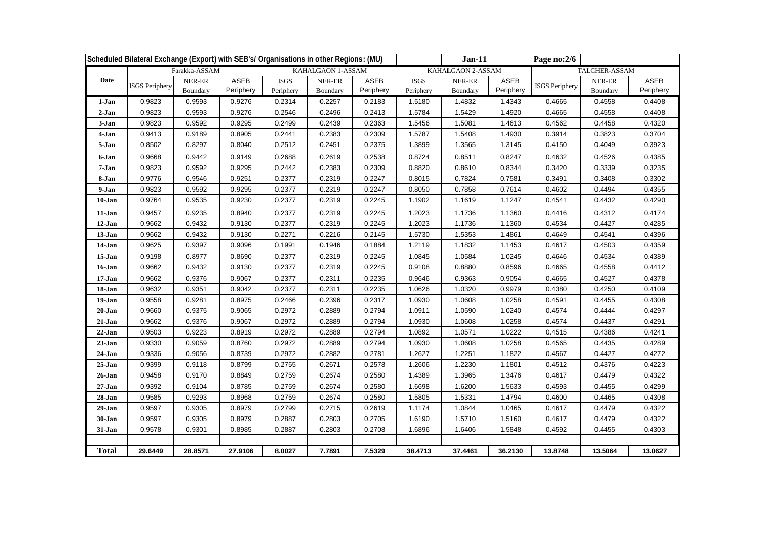| Scheduled Bilateral Exchange (Export) with SEB's/ Organisations in other Regions: (MU) | | | | | | | Jan-11 | | Page no:2/6 | | |
|---|---|---|---|---|---|---|---|---|---|---|---|
| Date | Farakka-ASSAM | | | KAHALGAON 1-ASSAM | | | KAHALGAON 2-ASSAM | | | TALCHER-ASSAM | | |
| | ISGS Periphery | NER-ER Boundary | ASEB Periphery | ISGS Periphery | NER-ER Boundary | ASEB Periphery | ISGS Periphery | NER-ER Boundary | ASEB Periphery | ISGS Periphery | NER-ER Boundary | ASEB Periphery |
| 1-Jan | 0.9823 | 0.9593 | 0.9276 | 0.2314 | 0.2257 | 0.2183 | 1.5180 | 1.4832 | 1.4343 | 0.4665 | 0.4558 | 0.4408 |
| 2-Jan | 0.9823 | 0.9593 | 0.9276 | 0.2546 | 0.2496 | 0.2413 | 1.5784 | 1.5429 | 1.4920 | 0.4665 | 0.4558 | 0.4408 |
| 3-Jan | 0.9823 | 0.9592 | 0.9295 | 0.2499 | 0.2439 | 0.2363 | 1.5456 | 1.5081 | 1.4613 | 0.4562 | 0.4458 | 0.4320 |
| 4-Jan | 0.9413 | 0.9189 | 0.8905 | 0.2441 | 0.2383 | 0.2309 | 1.5787 | 1.5408 | 1.4930 | 0.3914 | 0.3823 | 0.3704 |
| 5-Jan | 0.8502 | 0.8297 | 0.8040 | 0.2512 | 0.2451 | 0.2375 | 1.3899 | 1.3565 | 1.3145 | 0.4150 | 0.4049 | 0.3923 |
| 6-Jan | 0.9668 | 0.9442 | 0.9149 | 0.2688 | 0.2619 | 0.2538 | 0.8724 | 0.8511 | 0.8247 | 0.4632 | 0.4526 | 0.4385 |
| 7-Jan | 0.9823 | 0.9592 | 0.9295 | 0.2442 | 0.2383 | 0.2309 | 0.8820 | 0.8610 | 0.8344 | 0.3420 | 0.3339 | 0.3235 |
| 8-Jan | 0.9776 | 0.9546 | 0.9251 | 0.2377 | 0.2319 | 0.2247 | 0.8015 | 0.7824 | 0.7581 | 0.3491 | 0.3408 | 0.3302 |
| 9-Jan | 0.9823 | 0.9592 | 0.9295 | 0.2377 | 0.2319 | 0.2247 | 0.8050 | 0.7858 | 0.7614 | 0.4602 | 0.4494 | 0.4355 |
| 10-Jan | 0.9764 | 0.9535 | 0.9230 | 0.2377 | 0.2319 | 0.2245 | 1.1902 | 1.1619 | 1.1247 | 0.4541 | 0.4432 | 0.4290 |
| 11-Jan | 0.9457 | 0.9235 | 0.8940 | 0.2377 | 0.2319 | 0.2245 | 1.2023 | 1.1736 | 1.1360 | 0.4416 | 0.4312 | 0.4174 |
| 12-Jan | 0.9662 | 0.9432 | 0.9130 | 0.2377 | 0.2319 | 0.2245 | 1.2023 | 1.1736 | 1.1360 | 0.4534 | 0.4427 | 0.4285 |
| 13-Jan | 0.9662 | 0.9432 | 0.9130 | 0.2271 | 0.2216 | 0.2145 | 1.5730 | 1.5353 | 1.4861 | 0.4649 | 0.4541 | 0.4396 |
| 14-Jan | 0.9625 | 0.9397 | 0.9096 | 0.1991 | 0.1946 | 0.1884 | 1.2119 | 1.1832 | 1.1453 | 0.4617 | 0.4503 | 0.4359 |
| 15-Jan | 0.9198 | 0.8977 | 0.8690 | 0.2377 | 0.2319 | 0.2245 | 1.0845 | 1.0584 | 1.0245 | 0.4646 | 0.4534 | 0.4389 |
| 16-Jan | 0.9662 | 0.9432 | 0.9130 | 0.2377 | 0.2319 | 0.2245 | 0.9108 | 0.8880 | 0.8596 | 0.4665 | 0.4558 | 0.4412 |
| 17-Jan | 0.9662 | 0.9376 | 0.9067 | 0.2377 | 0.2311 | 0.2235 | 0.9646 | 0.9363 | 0.9054 | 0.4665 | 0.4527 | 0.4378 |
| 18-Jan | 0.9632 | 0.9351 | 0.9042 | 0.2377 | 0.2311 | 0.2235 | 1.0626 | 1.0320 | 0.9979 | 0.4380 | 0.4250 | 0.4109 |
| 19-Jan | 0.9558 | 0.9281 | 0.8975 | 0.2466 | 0.2396 | 0.2317 | 1.0930 | 1.0608 | 1.0258 | 0.4591 | 0.4455 | 0.4308 |
| 20-Jan | 0.9660 | 0.9375 | 0.9065 | 0.2972 | 0.2889 | 0.2794 | 1.0911 | 1.0590 | 1.0240 | 0.4574 | 0.4444 | 0.4297 |
| 21-Jan | 0.9662 | 0.9376 | 0.9067 | 0.2972 | 0.2889 | 0.2794 | 1.0930 | 1.0608 | 1.0258 | 0.4574 | 0.4437 | 0.4291 |
| 22-Jan | 0.9503 | 0.9223 | 0.8919 | 0.2972 | 0.2889 | 0.2794 | 1.0892 | 1.0571 | 1.0222 | 0.4515 | 0.4386 | 0.4241 |
| 23-Jan | 0.9330 | 0.9059 | 0.8760 | 0.2972 | 0.2889 | 0.2794 | 1.0930 | 1.0608 | 1.0258 | 0.4565 | 0.4435 | 0.4289 |
| 24-Jan | 0.9336 | 0.9056 | 0.8739 | 0.2972 | 0.2882 | 0.2781 | 1.2627 | 1.2251 | 1.1822 | 0.4567 | 0.4427 | 0.4272 |
| 25-Jan | 0.9399 | 0.9118 | 0.8799 | 0.2755 | 0.2671 | 0.2578 | 1.2606 | 1.2230 | 1.1801 | 0.4512 | 0.4376 | 0.4223 |
| 26-Jan | 0.9458 | 0.9170 | 0.8849 | 0.2759 | 0.2674 | 0.2580 | 1.4389 | 1.3965 | 1.3476 | 0.4617 | 0.4479 | 0.4322 |
| 27-Jan | 0.9392 | 0.9104 | 0.8785 | 0.2759 | 0.2674 | 0.2580 | 1.6698 | 1.6200 | 1.5633 | 0.4593 | 0.4455 | 0.4299 |
| 28-Jan | 0.9585 | 0.9293 | 0.8968 | 0.2759 | 0.2674 | 0.2580 | 1.5805 | 1.5331 | 1.4794 | 0.4600 | 0.4465 | 0.4308 |
| 29-Jan | 0.9597 | 0.9305 | 0.8979 | 0.2799 | 0.2715 | 0.2619 | 1.1174 | 1.0844 | 1.0465 | 0.4617 | 0.4479 | 0.4322 |
| 30-Jan | 0.9597 | 0.9305 | 0.8979 | 0.2887 | 0.2803 | 0.2705 | 1.6190 | 1.5710 | 1.5160 | 0.4617 | 0.4479 | 0.4322 |
| 31-Jan | 0.9578 | 0.9301 | 0.8985 | 0.2887 | 0.2803 | 0.2708 | 1.6896 | 1.6406 | 1.5848 | 0.4592 | 0.4455 | 0.4303 |
| | | | | | | | | | | | | |
| **Total** | **29.6449** | **28.8571** | **27.9106** | **8.0027** | **7.7891** | **7.5329** | **38.4713** | **37.4461** | **36.2130** | **13.8748** | **13.5064** | **13.0627** |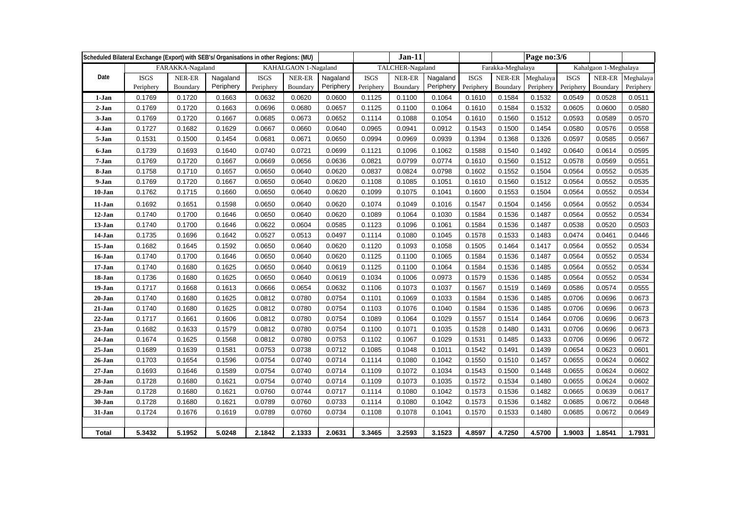| Scheduled Bilateral Exchange (Export) with SEB's/ Organisations in other Regions: (MU) | | | | | | | | Jan-11 | | | | Page no:3/6 | | | |
|---|---|---|---|---|---|---|---|---|---|---|---|---|---|---|---|
| | FARAKKA-Nagaland | | | KAHALGAON 1-Nagaland | | | TALCHER-Nagaland | | | Farakka-Meghalaya | | | Kahalgaon 1-Meghalaya | | |
| Date | ISGS Periphery | NER-ER Boundary | Nagaland Periphery | ISGS Periphery | NER-ER Boundary | Nagaland Periphery | ISGS Periphery | NER-ER Boundary | Nagaland Periphery | ISGS Periphery | NER-ER Boundary | Meghalaya Periphery | ISGS Periphery | NER-ER Boundary | Meghalaya Periphery |
| 1-Jan | 0.1769 | 0.1720 | 0.1663 | 0.0632 | 0.0620 | 0.0600 | 0.1125 | 0.1100 | 0.1064 | 0.1610 | 0.1584 | 0.1532 | 0.0549 | 0.0528 | 0.0511 |
| 2-Jan | 0.1769 | 0.1720 | 0.1663 | 0.0696 | 0.0680 | 0.0657 | 0.1125 | 0.1100 | 0.1064 | 0.1610 | 0.1584 | 0.1532 | 0.0605 | 0.0600 | 0.0580 |
| 3-Jan | 0.1769 | 0.1720 | 0.1667 | 0.0685 | 0.0673 | 0.0652 | 0.1114 | 0.1088 | 0.1054 | 0.1610 | 0.1560 | 0.1512 | 0.0593 | 0.0589 | 0.0570 |
| 4-Jan | 0.1727 | 0.1682 | 0.1629 | 0.0667 | 0.0660 | 0.0640 | 0.0965 | 0.0941 | 0.0912 | 0.1543 | 0.1500 | 0.1454 | 0.0580 | 0.0576 | 0.0558 |
| 5-Jan | 0.1531 | 0.1500 | 0.1454 | 0.0681 | 0.0671 | 0.0650 | 0.0994 | 0.0969 | 0.0939 | 0.1394 | 0.1368 | 0.1326 | 0.0597 | 0.0585 | 0.0567 |
| 6-Jan | 0.1739 | 0.1693 | 0.1640 | 0.0740 | 0.0721 | 0.0699 | 0.1121 | 0.1096 | 0.1062 | 0.1588 | 0.1540 | 0.1492 | 0.0640 | 0.0614 | 0.0595 |
| 7-Jan | 0.1769 | 0.1720 | 0.1667 | 0.0669 | 0.0656 | 0.0636 | 0.0821 | 0.0799 | 0.0774 | 0.1610 | 0.1560 | 0.1512 | 0.0578 | 0.0569 | 0.0551 |
| 8-Jan | 0.1758 | 0.1710 | 0.1657 | 0.0650 | 0.0640 | 0.0620 | 0.0837 | 0.0824 | 0.0798 | 0.1602 | 0.1552 | 0.1504 | 0.0564 | 0.0552 | 0.0535 |
| 9-Jan | 0.1769 | 0.1720 | 0.1667 | 0.0650 | 0.0640 | 0.0620 | 0.1108 | 0.1085 | 0.1051 | 0.1610 | 0.1560 | 0.1512 | 0.0564 | 0.0552 | 0.0535 |
| 10-Jan | 0.1762 | 0.1715 | 0.1660 | 0.0650 | 0.0640 | 0.0620 | 0.1099 | 0.1075 | 0.1041 | 0.1600 | 0.1553 | 0.1504 | 0.0564 | 0.0552 | 0.0534 |
| 11-Jan | 0.1692 | 0.1651 | 0.1598 | 0.0650 | 0.0640 | 0.0620 | 0.1074 | 0.1049 | 0.1016 | 0.1547 | 0.1504 | 0.1456 | 0.0564 | 0.0552 | 0.0534 |
| 12-Jan | 0.1740 | 0.1700 | 0.1646 | 0.0650 | 0.0640 | 0.0620 | 0.1089 | 0.1064 | 0.1030 | 0.1584 | 0.1536 | 0.1487 | 0.0564 | 0.0552 | 0.0534 |
| 13-Jan | 0.1740 | 0.1700 | 0.1646 | 0.0622 | 0.0604 | 0.0585 | 0.1123 | 0.1096 | 0.1061 | 0.1584 | 0.1536 | 0.1487 | 0.0538 | 0.0520 | 0.0503 |
| 14-Jan | 0.1735 | 0.1696 | 0.1642 | 0.0527 | 0.0513 | 0.0497 | 0.1114 | 0.1080 | 0.1045 | 0.1578 | 0.1533 | 0.1483 | 0.0474 | 0.0461 | 0.0446 |
| 15-Jan | 0.1682 | 0.1645 | 0.1592 | 0.0650 | 0.0640 | 0.0620 | 0.1120 | 0.1093 | 0.1058 | 0.1505 | 0.1464 | 0.1417 | 0.0564 | 0.0552 | 0.0534 |
| 16-Jan | 0.1740 | 0.1700 | 0.1646 | 0.0650 | 0.0640 | 0.0620 | 0.1125 | 0.1100 | 0.1065 | 0.1584 | 0.1536 | 0.1487 | 0.0564 | 0.0552 | 0.0534 |
| 17-Jan | 0.1740 | 0.1680 | 0.1625 | 0.0650 | 0.0640 | 0.0619 | 0.1125 | 0.1100 | 0.1064 | 0.1584 | 0.1536 | 0.1485 | 0.0564 | 0.0552 | 0.0534 |
| 18-Jan | 0.1736 | 0.1680 | 0.1625 | 0.0650 | 0.0640 | 0.0619 | 0.1034 | 0.1006 | 0.0973 | 0.1579 | 0.1536 | 0.1485 | 0.0564 | 0.0552 | 0.0534 |
| 19-Jan | 0.1717 | 0.1668 | 0.1613 | 0.0666 | 0.0654 | 0.0632 | 0.1106 | 0.1073 | 0.1037 | 0.1567 | 0.1519 | 0.1469 | 0.0586 | 0.0574 | 0.0555 |
| 20-Jan | 0.1740 | 0.1680 | 0.1625 | 0.0812 | 0.0780 | 0.0754 | 0.1101 | 0.1069 | 0.1033 | 0.1584 | 0.1536 | 0.1485 | 0.0706 | 0.0696 | 0.0673 |
| 21-Jan | 0.1740 | 0.1680 | 0.1625 | 0.0812 | 0.0780 | 0.0754 | 0.1103 | 0.1076 | 0.1040 | 0.1584 | 0.1536 | 0.1485 | 0.0706 | 0.0696 | 0.0673 |
| 22-Jan | 0.1717 | 0.1661 | 0.1606 | 0.0812 | 0.0780 | 0.0754 | 0.1089 | 0.1064 | 0.1029 | 0.1557 | 0.1514 | 0.1464 | 0.0706 | 0.0696 | 0.0673 |
| 23-Jan | 0.1682 | 0.1633 | 0.1579 | 0.0812 | 0.0780 | 0.0754 | 0.1100 | 0.1071 | 0.1035 | 0.1528 | 0.1480 | 0.1431 | 0.0706 | 0.0696 | 0.0673 |
| 24-Jan | 0.1674 | 0.1625 | 0.1568 | 0.0812 | 0.0780 | 0.0753 | 0.1102 | 0.1067 | 0.1029 | 0.1531 | 0.1485 | 0.1433 | 0.0706 | 0.0696 | 0.0672 |
| 25-Jan | 0.1689 | 0.1639 | 0.1581 | 0.0753 | 0.0738 | 0.0712 | 0.1085 | 0.1048 | 0.1011 | 0.1542 | 0.1491 | 0.1439 | 0.0654 | 0.0623 | 0.0601 |
| 26-Jan | 0.1703 | 0.1654 | 0.1596 | 0.0754 | 0.0740 | 0.0714 | 0.1114 | 0.1080 | 0.1042 | 0.1550 | 0.1510 | 0.1457 | 0.0655 | 0.0624 | 0.0602 |
| 27-Jan | 0.1693 | 0.1646 | 0.1589 | 0.0754 | 0.0740 | 0.0714 | 0.1109 | 0.1072 | 0.1034 | 0.1543 | 0.1500 | 0.1448 | 0.0655 | 0.0624 | 0.0602 |
| 28-Jan | 0.1728 | 0.1680 | 0.1621 | 0.0754 | 0.0740 | 0.0714 | 0.1109 | 0.1073 | 0.1035 | 0.1572 | 0.1534 | 0.1480 | 0.0655 | 0.0624 | 0.0602 |
| 29-Jan | 0.1728 | 0.1680 | 0.1621 | 0.0760 | 0.0744 | 0.0717 | 0.1114 | 0.1080 | 0.1042 | 0.1573 | 0.1536 | 0.1482 | 0.0665 | 0.0639 | 0.0617 |
| 30-Jan | 0.1728 | 0.1680 | 0.1621 | 0.0789 | 0.0760 | 0.0733 | 0.1114 | 0.1080 | 0.1042 | 0.1573 | 0.1536 | 0.1482 | 0.0685 | 0.0672 | 0.0648 |
| 31-Jan | 0.1724 | 0.1676 | 0.1619 | 0.0789 | 0.0760 | 0.0734 | 0.1108 | 0.1078 | 0.1041 | 0.1570 | 0.1533 | 0.1480 | 0.0685 | 0.0672 | 0.0649 |
| | | | | | | | | | | | | | | | |
| **Total** | **5.3432** | **5.1952** | **5.0248** | **2.1842** | **2.1333** | **2.0631** | **3.3465** | **3.2593** | **3.1523** | **4.8597** | **4.7250** | **4.5700** | **1.9003** | **1.8541** | **1.7931** |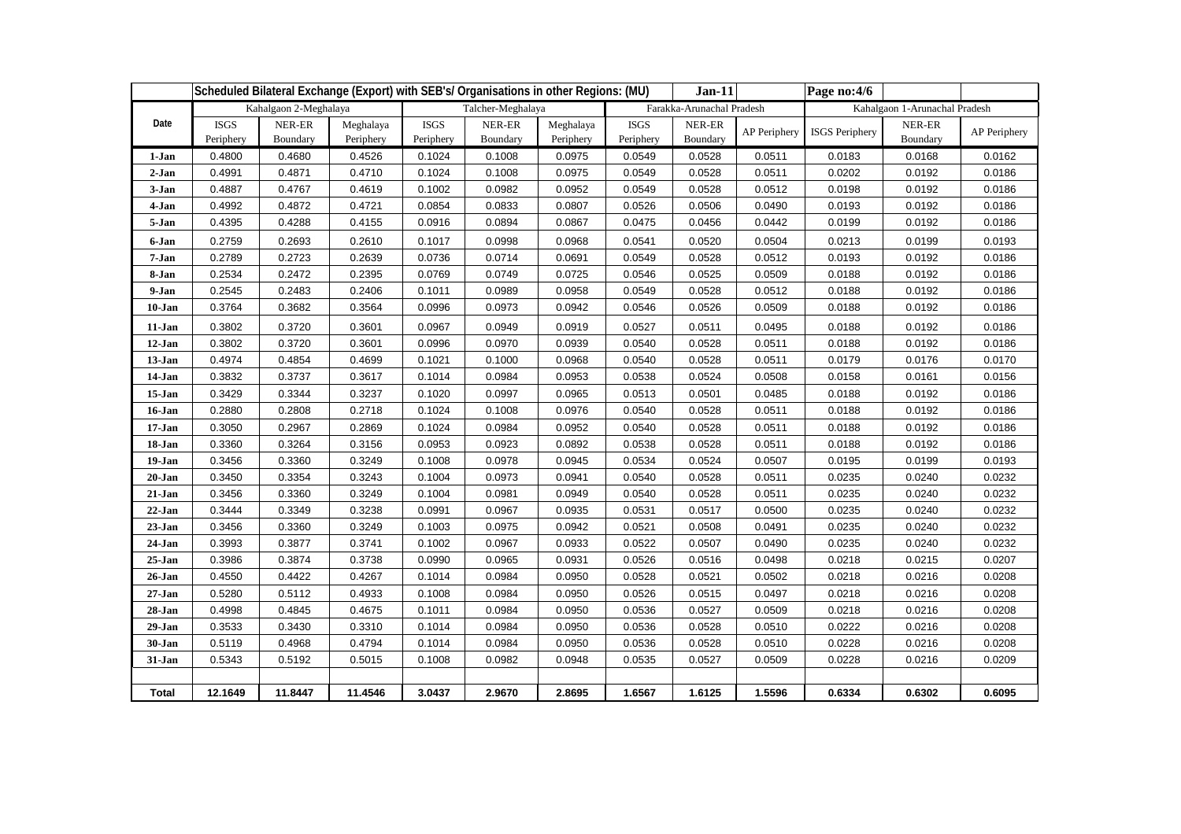| | Scheduled Bilateral Exchange (Export) with SEB's/ Organisations in other Regions: (MU) | | | | | | | Jan-11 | | Page no:4/6 | | |
|---|---|---|---|---|---|---|---|---|---|---|---|---|
| | Kahalgaon 2-Meghalaya | | | Talcher-Meghalaya | | | Farakka-Arunachal Pradesh | | | Kahalgaon 1-Arunachal Pradesh | | |
| Date | ISGS Periphery | NER-ER Boundary | Meghalaya Periphery | ISGS Periphery | NER-ER Boundary | Meghalaya Periphery | ISGS Periphery | NER-ER Boundary | AP Periphery | ISGS Periphery | NER-ER Boundary | AP Periphery |
| 1-Jan | 0.4800 | 0.4680 | 0.4526 | 0.1024 | 0.1008 | 0.0975 | 0.0549 | 0.0528 | 0.0511 | 0.0183 | 0.0168 | 0.0162 |
| 2-Jan | 0.4991 | 0.4871 | 0.4710 | 0.1024 | 0.1008 | 0.0975 | 0.0549 | 0.0528 | 0.0511 | 0.0202 | 0.0192 | 0.0186 |
| 3-Jan | 0.4887 | 0.4767 | 0.4619 | 0.1002 | 0.0982 | 0.0952 | 0.0549 | 0.0528 | 0.0512 | 0.0198 | 0.0192 | 0.0186 |
| 4-Jan | 0.4992 | 0.4872 | 0.4721 | 0.0854 | 0.0833 | 0.0807 | 0.0526 | 0.0506 | 0.0490 | 0.0193 | 0.0192 | 0.0186 |
| 5-Jan | 0.4395 | 0.4288 | 0.4155 | 0.0916 | 0.0894 | 0.0867 | 0.0475 | 0.0456 | 0.0442 | 0.0199 | 0.0192 | 0.0186 |
| 6-Jan | 0.2759 | 0.2693 | 0.2610 | 0.1017 | 0.0998 | 0.0968 | 0.0541 | 0.0520 | 0.0504 | 0.0213 | 0.0199 | 0.0193 |
| 7-Jan | 0.2789 | 0.2723 | 0.2639 | 0.0736 | 0.0714 | 0.0691 | 0.0549 | 0.0528 | 0.0512 | 0.0193 | 0.0192 | 0.0186 |
| 8-Jan | 0.2534 | 0.2472 | 0.2395 | 0.0769 | 0.0749 | 0.0725 | 0.0546 | 0.0525 | 0.0509 | 0.0188 | 0.0192 | 0.0186 |
| 9-Jan | 0.2545 | 0.2483 | 0.2406 | 0.1011 | 0.0989 | 0.0958 | 0.0549 | 0.0528 | 0.0512 | 0.0188 | 0.0192 | 0.0186 |
| 10-Jan | 0.3764 | 0.3682 | 0.3564 | 0.0996 | 0.0973 | 0.0942 | 0.0546 | 0.0526 | 0.0509 | 0.0188 | 0.0192 | 0.0186 |
| 11-Jan | 0.3802 | 0.3720 | 0.3601 | 0.0967 | 0.0949 | 0.0919 | 0.0527 | 0.0511 | 0.0495 | 0.0188 | 0.0192 | 0.0186 |
| 12-Jan | 0.3802 | 0.3720 | 0.3601 | 0.0996 | 0.0970 | 0.0939 | 0.0540 | 0.0528 | 0.0511 | 0.0188 | 0.0192 | 0.0186 |
| 13-Jan | 0.4974 | 0.4854 | 0.4699 | 0.1021 | 0.1000 | 0.0968 | 0.0540 | 0.0528 | 0.0511 | 0.0179 | 0.0176 | 0.0170 |
| 14-Jan | 0.3832 | 0.3737 | 0.3617 | 0.1014 | 0.0984 | 0.0953 | 0.0538 | 0.0524 | 0.0508 | 0.0158 | 0.0161 | 0.0156 |
| 15-Jan | 0.3429 | 0.3344 | 0.3237 | 0.1020 | 0.0997 | 0.0965 | 0.0513 | 0.0501 | 0.0485 | 0.0188 | 0.0192 | 0.0186 |
| 16-Jan | 0.2880 | 0.2808 | 0.2718 | 0.1024 | 0.1008 | 0.0976 | 0.0540 | 0.0528 | 0.0511 | 0.0188 | 0.0192 | 0.0186 |
| 17-Jan | 0.3050 | 0.2967 | 0.2869 | 0.1024 | 0.0984 | 0.0952 | 0.0540 | 0.0528 | 0.0511 | 0.0188 | 0.0192 | 0.0186 |
| 18-Jan | 0.3360 | 0.3264 | 0.3156 | 0.0953 | 0.0923 | 0.0892 | 0.0538 | 0.0528 | 0.0511 | 0.0188 | 0.0192 | 0.0186 |
| 19-Jan | 0.3456 | 0.3360 | 0.3249 | 0.1008 | 0.0978 | 0.0945 | 0.0534 | 0.0524 | 0.0507 | 0.0195 | 0.0199 | 0.0193 |
| 20-Jan | 0.3450 | 0.3354 | 0.3243 | 0.1004 | 0.0973 | 0.0941 | 0.0540 | 0.0528 | 0.0511 | 0.0235 | 0.0240 | 0.0232 |
| 21-Jan | 0.3456 | 0.3360 | 0.3249 | 0.1004 | 0.0981 | 0.0949 | 0.0540 | 0.0528 | 0.0511 | 0.0235 | 0.0240 | 0.0232 |
| 22-Jan | 0.3444 | 0.3349 | 0.3238 | 0.0991 | 0.0967 | 0.0935 | 0.0531 | 0.0517 | 0.0500 | 0.0235 | 0.0240 | 0.0232 |
| 23-Jan | 0.3456 | 0.3360 | 0.3249 | 0.1003 | 0.0975 | 0.0942 | 0.0521 | 0.0508 | 0.0491 | 0.0235 | 0.0240 | 0.0232 |
| 24-Jan | 0.3993 | 0.3877 | 0.3741 | 0.1002 | 0.0967 | 0.0933 | 0.0522 | 0.0507 | 0.0490 | 0.0235 | 0.0240 | 0.0232 |
| 25-Jan | 0.3986 | 0.3874 | 0.3738 | 0.0990 | 0.0965 | 0.0931 | 0.0526 | 0.0516 | 0.0498 | 0.0218 | 0.0215 | 0.0207 |
| 26-Jan | 0.4550 | 0.4422 | 0.4267 | 0.1014 | 0.0984 | 0.0950 | 0.0528 | 0.0521 | 0.0502 | 0.0218 | 0.0216 | 0.0208 |
| 27-Jan | 0.5280 | 0.5112 | 0.4933 | 0.1008 | 0.0984 | 0.0950 | 0.0526 | 0.0515 | 0.0497 | 0.0218 | 0.0216 | 0.0208 |
| 28-Jan | 0.4998 | 0.4845 | 0.4675 | 0.1011 | 0.0984 | 0.0950 | 0.0536 | 0.0527 | 0.0509 | 0.0218 | 0.0216 | 0.0208 |
| 29-Jan | 0.3533 | 0.3430 | 0.3310 | 0.1014 | 0.0984 | 0.0950 | 0.0536 | 0.0528 | 0.0510 | 0.0222 | 0.0216 | 0.0208 |
| 30-Jan | 0.5119 | 0.4968 | 0.4794 | 0.1014 | 0.0984 | 0.0950 | 0.0536 | 0.0528 | 0.0510 | 0.0228 | 0.0216 | 0.0208 |
| 31-Jan | 0.5343 | 0.5192 | 0.5015 | 0.1008 | 0.0982 | 0.0948 | 0.0535 | 0.0527 | 0.0509 | 0.0228 | 0.0216 | 0.0209 |
| | | | | | | | | | | | | |
| **Total** | **12.1649** | **11.8447** | **11.4546** | **3.0437** | **2.9670** | **2.8695** | **1.6567** | **1.6125** | **1.5596** | **0.6334** | **0.6302** | **0.6095** |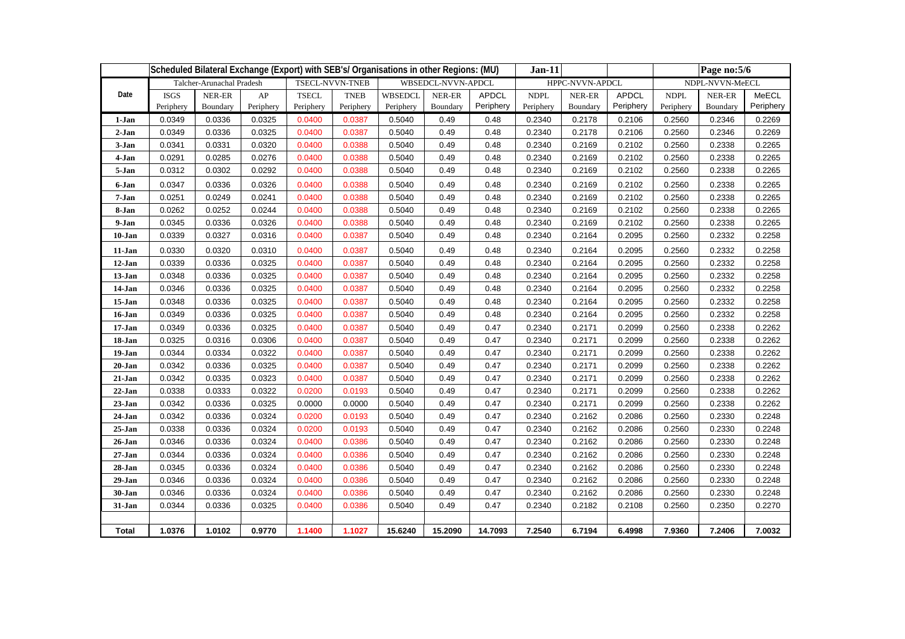| | Scheduled Bilateral Exchange (Export) with SEB's/ Organisations in other Regions: (MU) | | | | | | | | Jan-11 | | | | Page no:5/6 | |
|---|---|---|---|---|---|---|---|---|---|---|---|---|---|---|
| | Talcher-Arunachal Pradesh | | | TSECL-NVVN-TNEB | | WBSEDCL-NVVN-APDCL | | | HPPC-NVVN-APDCL | | | NDPL-NVVN-MeECL | | |
| Date | ISGS Periphery | NER-ER Boundary | AP Periphery | TSECL Periphery | TNEB Periphery | WBSEDCL Periphery | NER-ER Boundary | APDCL Periphery | NDPL Periphery | NER-ER Boundary | APDCL Periphery | NDPL Periphery | NER-ER Boundary | MeECL Periphery |
| 1-Jan | 0.0349 | 0.0336 | 0.0325 | 0.0400 | 0.0387 | 0.5040 | 0.49 | 0.48 | 0.2340 | 0.2178 | 0.2106 | 0.2560 | 0.2346 | 0.2269 |
| 2-Jan | 0.0349 | 0.0336 | 0.0325 | 0.0400 | 0.0387 | 0.5040 | 0.49 | 0.48 | 0.2340 | 0.2178 | 0.2106 | 0.2560 | 0.2346 | 0.2269 |
| 3-Jan | 0.0341 | 0.0331 | 0.0320 | 0.0400 | 0.0388 | 0.5040 | 0.49 | 0.48 | 0.2340 | 0.2169 | 0.2102 | 0.2560 | 0.2338 | 0.2265 |
| 4-Jan | 0.0291 | 0.0285 | 0.0276 | 0.0400 | 0.0388 | 0.5040 | 0.49 | 0.48 | 0.2340 | 0.2169 | 0.2102 | 0.2560 | 0.2338 | 0.2265 |
| 5-Jan | 0.0312 | 0.0302 | 0.0292 | 0.0400 | 0.0388 | 0.5040 | 0.49 | 0.48 | 0.2340 | 0.2169 | 0.2102 | 0.2560 | 0.2338 | 0.2265 |
| 6-Jan | 0.0347 | 0.0336 | 0.0326 | 0.0400 | 0.0388 | 0.5040 | 0.49 | 0.48 | 0.2340 | 0.2169 | 0.2102 | 0.2560 | 0.2338 | 0.2265 |
| 7-Jan | 0.0251 | 0.0249 | 0.0241 | 0.0400 | 0.0388 | 0.5040 | 0.49 | 0.48 | 0.2340 | 0.2169 | 0.2102 | 0.2560 | 0.2338 | 0.2265 |
| 8-Jan | 0.0262 | 0.0252 | 0.0244 | 0.0400 | 0.0388 | 0.5040 | 0.49 | 0.48 | 0.2340 | 0.2169 | 0.2102 | 0.2560 | 0.2338 | 0.2265 |
| 9-Jan | 0.0345 | 0.0336 | 0.0326 | 0.0400 | 0.0388 | 0.5040 | 0.49 | 0.48 | 0.2340 | 0.2169 | 0.2102 | 0.2560 | 0.2338 | 0.2265 |
| 10-Jan | 0.0339 | 0.0327 | 0.0316 | 0.0400 | 0.0387 | 0.5040 | 0.49 | 0.48 | 0.2340 | 0.2164 | 0.2095 | 0.2560 | 0.2332 | 0.2258 |
| 11-Jan | 0.0330 | 0.0320 | 0.0310 | 0.0400 | 0.0387 | 0.5040 | 0.49 | 0.48 | 0.2340 | 0.2164 | 0.2095 | 0.2560 | 0.2332 | 0.2258 |
| 12-Jan | 0.0339 | 0.0336 | 0.0325 | 0.0400 | 0.0387 | 0.5040 | 0.49 | 0.48 | 0.2340 | 0.2164 | 0.2095 | 0.2560 | 0.2332 | 0.2258 |
| 13-Jan | 0.0348 | 0.0336 | 0.0325 | 0.0400 | 0.0387 | 0.5040 | 0.49 | 0.48 | 0.2340 | 0.2164 | 0.2095 | 0.2560 | 0.2332 | 0.2258 |
| 14-Jan | 0.0346 | 0.0336 | 0.0325 | 0.0400 | 0.0387 | 0.5040 | 0.49 | 0.48 | 0.2340 | 0.2164 | 0.2095 | 0.2560 | 0.2332 | 0.2258 |
| 15-Jan | 0.0348 | 0.0336 | 0.0325 | 0.0400 | 0.0387 | 0.5040 | 0.49 | 0.48 | 0.2340 | 0.2164 | 0.2095 | 0.2560 | 0.2332 | 0.2258 |
| 16-Jan | 0.0349 | 0.0336 | 0.0325 | 0.0400 | 0.0387 | 0.5040 | 0.49 | 0.48 | 0.2340 | 0.2164 | 0.2095 | 0.2560 | 0.2332 | 0.2258 |
| 17-Jan | 0.0349 | 0.0336 | 0.0325 | 0.0400 | 0.0387 | 0.5040 | 0.49 | 0.47 | 0.2340 | 0.2171 | 0.2099 | 0.2560 | 0.2338 | 0.2262 |
| 18-Jan | 0.0325 | 0.0316 | 0.0306 | 0.0400 | 0.0387 | 0.5040 | 0.49 | 0.47 | 0.2340 | 0.2171 | 0.2099 | 0.2560 | 0.2338 | 0.2262 |
| 19-Jan | 0.0344 | 0.0334 | 0.0322 | 0.0400 | 0.0387 | 0.5040 | 0.49 | 0.47 | 0.2340 | 0.2171 | 0.2099 | 0.2560 | 0.2338 | 0.2262 |
| 20-Jan | 0.0342 | 0.0336 | 0.0325 | 0.0400 | 0.0387 | 0.5040 | 0.49 | 0.47 | 0.2340 | 0.2171 | 0.2099 | 0.2560 | 0.2338 | 0.2262 |
| 21-Jan | 0.0342 | 0.0335 | 0.0323 | 0.0400 | 0.0387 | 0.5040 | 0.49 | 0.47 | 0.2340 | 0.2171 | 0.2099 | 0.2560 | 0.2338 | 0.2262 |
| 22-Jan | 0.0338 | 0.0333 | 0.0322 | 0.0200 | 0.0193 | 0.5040 | 0.49 | 0.47 | 0.2340 | 0.2171 | 0.2099 | 0.2560 | 0.2338 | 0.2262 |
| 23-Jan | 0.0342 | 0.0336 | 0.0325 | 0.0000 | 0.0000 | 0.5040 | 0.49 | 0.47 | 0.2340 | 0.2171 | 0.2099 | 0.2560 | 0.2338 | 0.2262 |
| 24-Jan | 0.0342 | 0.0336 | 0.0324 | 0.0200 | 0.0193 | 0.5040 | 0.49 | 0.47 | 0.2340 | 0.2162 | 0.2086 | 0.2560 | 0.2330 | 0.2248 |
| 25-Jan | 0.0338 | 0.0336 | 0.0324 | 0.0200 | 0.0193 | 0.5040 | 0.49 | 0.47 | 0.2340 | 0.2162 | 0.2086 | 0.2560 | 0.2330 | 0.2248 |
| 26-Jan | 0.0346 | 0.0336 | 0.0324 | 0.0400 | 0.0386 | 0.5040 | 0.49 | 0.47 | 0.2340 | 0.2162 | 0.2086 | 0.2560 | 0.2330 | 0.2248 |
| 27-Jan | 0.0344 | 0.0336 | 0.0324 | 0.0400 | 0.0386 | 0.5040 | 0.49 | 0.47 | 0.2340 | 0.2162 | 0.2086 | 0.2560 | 0.2330 | 0.2248 |
| 28-Jan | 0.0345 | 0.0336 | 0.0324 | 0.0400 | 0.0386 | 0.5040 | 0.49 | 0.47 | 0.2340 | 0.2162 | 0.2086 | 0.2560 | 0.2330 | 0.2248 |
| 29-Jan | 0.0346 | 0.0336 | 0.0324 | 0.0400 | 0.0386 | 0.5040 | 0.49 | 0.47 | 0.2340 | 0.2162 | 0.2086 | 0.2560 | 0.2330 | 0.2248 |
| 30-Jan | 0.0346 | 0.0336 | 0.0324 | 0.0400 | 0.0386 | 0.5040 | 0.49 | 0.47 | 0.2340 | 0.2162 | 0.2086 | 0.2560 | 0.2330 | 0.2248 |
| 31-Jan | 0.0344 | 0.0336 | 0.0325 | 0.0400 | 0.0386 | 0.5040 | 0.49 | 0.47 | 0.2340 | 0.2182 | 0.2108 | 0.2560 | 0.2350 | 0.2270 |
| | | | | | | | | | | | | | | |
| **Total** | **1.0376** | **1.0102** | **0.9770** | **1.1400** | **1.1027** | **15.6240** | **15.2090** | **14.7093** | **7.2540** | **6.7194** | **6.4998** | **7.9360** | **7.2406** | **7.0032** |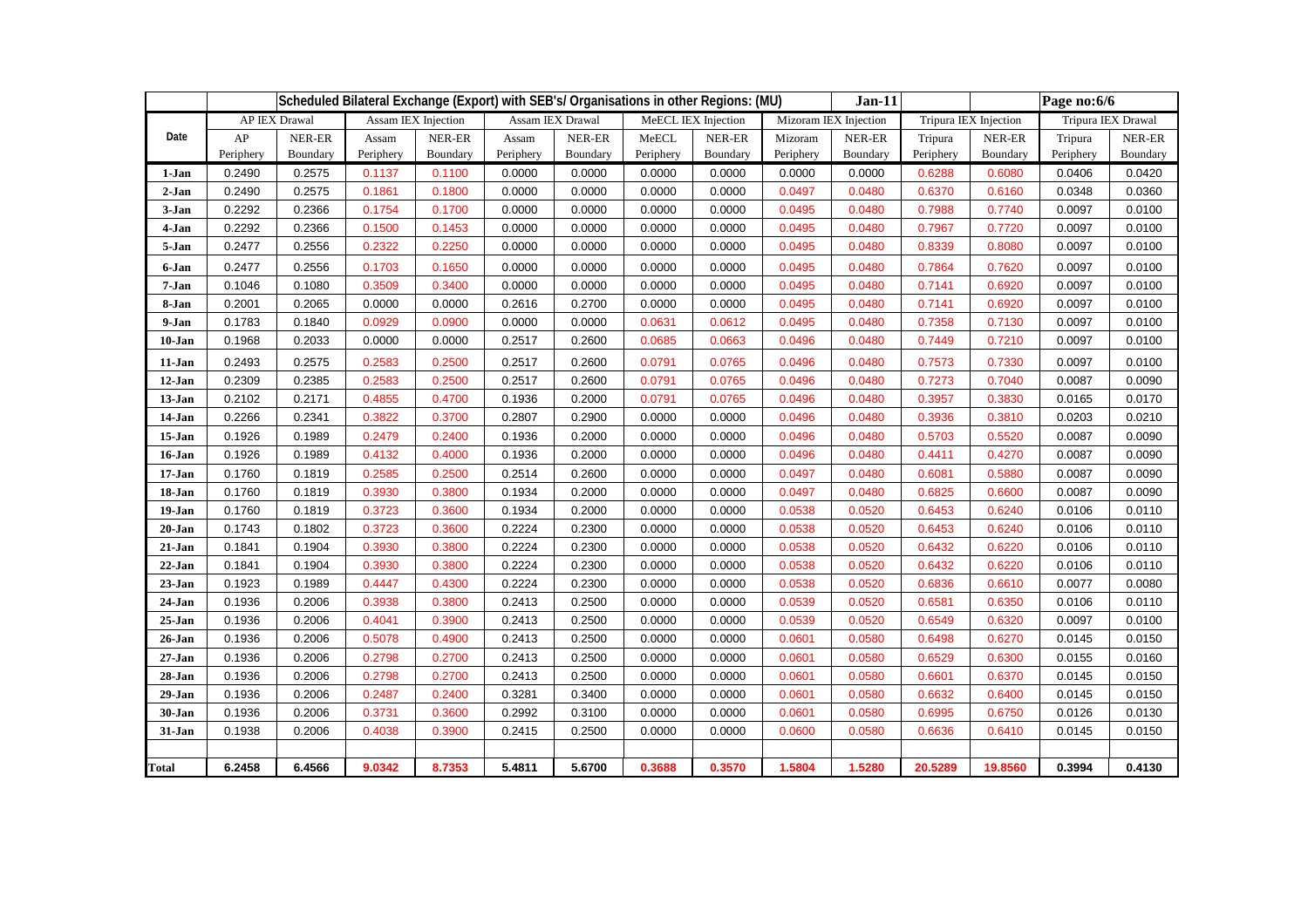| | Scheduled Bilateral Exchange (Export) with SEB's/ Organisations in other Regions: (MU) | | | | | | | | | | Jan-11 | | | Page no:6/6 | |
|---|---|---|---|---|---|---|---|---|---|---|---|---|---|---|
| | AP IEX Drawal | | Assam IEX Injection | | Assam IEX Drawal | | MeECL IEX Injection | | Mizoram IEX Injection | | Tripura IEX Injection | | Tripura IEX Drawal | |
| Date | AP Periphery | NER-ER Boundary | Assam Periphery | NER-ER Boundary | Assam Periphery | NER-ER Boundary | MeECL Periphery | NER-ER Boundary | Mizoram Periphery | NER-ER Boundary | Tripura Periphery | NER-ER Boundary | Tripura Periphery | NER-ER Boundary |
| 1-Jan | 0.2490 | 0.2575 | 0.1137 | 0.1100 | 0.0000 | 0.0000 | 0.0000 | 0.0000 | 0.0000 | 0.0000 | 0.6288 | 0.6080 | 0.0406 | 0.0420 |
| 2-Jan | 0.2490 | 0.2575 | 0.1861 | 0.1800 | 0.0000 | 0.0000 | 0.0000 | 0.0000 | 0.0497 | 0.0480 | 0.6370 | 0.6160 | 0.0348 | 0.0360 |
| 3-Jan | 0.2292 | 0.2366 | 0.1754 | 0.1700 | 0.0000 | 0.0000 | 0.0000 | 0.0000 | 0.0495 | 0.0480 | 0.7988 | 0.7740 | 0.0097 | 0.0100 |
| 4-Jan | 0.2292 | 0.2366 | 0.1500 | 0.1453 | 0.0000 | 0.0000 | 0.0000 | 0.0000 | 0.0495 | 0.0480 | 0.7967 | 0.7720 | 0.0097 | 0.0100 |
| 5-Jan | 0.2477 | 0.2556 | 0.2322 | 0.2250 | 0.0000 | 0.0000 | 0.0000 | 0.0000 | 0.0495 | 0.0480 | 0.8339 | 0.8080 | 0.0097 | 0.0100 |
| 6-Jan | 0.2477 | 0.2556 | 0.1703 | 0.1650 | 0.0000 | 0.0000 | 0.0000 | 0.0000 | 0.0495 | 0.0480 | 0.7864 | 0.7620 | 0.0097 | 0.0100 |
| 7-Jan | 0.1046 | 0.1080 | 0.3509 | 0.3400 | 0.0000 | 0.0000 | 0.0000 | 0.0000 | 0.0495 | 0.0480 | 0.7141 | 0.6920 | 0.0097 | 0.0100 |
| 8-Jan | 0.2001 | 0.2065 | 0.0000 | 0.0000 | 0.2616 | 0.2700 | 0.0000 | 0.0000 | 0.0495 | 0.0480 | 0.7141 | 0.6920 | 0.0097 | 0.0100 |
| 9-Jan | 0.1783 | 0.1840 | 0.0929 | 0.0900 | 0.0000 | 0.0000 | 0.0631 | 0.0612 | 0.0495 | 0.0480 | 0.7358 | 0.7130 | 0.0097 | 0.0100 |
| 10-Jan | 0.1968 | 0.2033 | 0.0000 | 0.0000 | 0.2517 | 0.2600 | 0.0685 | 0.0663 | 0.0496 | 0.0480 | 0.7449 | 0.7210 | 0.0097 | 0.0100 |
| 11-Jan | 0.2493 | 0.2575 | 0.2583 | 0.2500 | 0.2517 | 0.2600 | 0.0791 | 0.0765 | 0.0496 | 0.0480 | 0.7573 | 0.7330 | 0.0097 | 0.0100 |
| 12-Jan | 0.2309 | 0.2385 | 0.2583 | 0.2500 | 0.2517 | 0.2600 | 0.0791 | 0.0765 | 0.0496 | 0.0480 | 0.7273 | 0.7040 | 0.0087 | 0.0090 |
| 13-Jan | 0.2102 | 0.2171 | 0.4855 | 0.4700 | 0.1936 | 0.2000 | 0.0791 | 0.0765 | 0.0496 | 0.0480 | 0.3957 | 0.3830 | 0.0165 | 0.0170 |
| 14-Jan | 0.2266 | 0.2341 | 0.3822 | 0.3700 | 0.2807 | 0.2900 | 0.0000 | 0.0000 | 0.0496 | 0.0480 | 0.3936 | 0.3810 | 0.0203 | 0.0210 |
| 15-Jan | 0.1926 | 0.1989 | 0.2479 | 0.2400 | 0.1936 | 0.2000 | 0.0000 | 0.0000 | 0.0496 | 0.0480 | 0.5703 | 0.5520 | 0.0087 | 0.0090 |
| 16-Jan | 0.1926 | 0.1989 | 0.4132 | 0.4000 | 0.1936 | 0.2000 | 0.0000 | 0.0000 | 0.0496 | 0.0480 | 0.4411 | 0.4270 | 0.0087 | 0.0090 |
| 17-Jan | 0.1760 | 0.1819 | 0.2585 | 0.2500 | 0.2514 | 0.2600 | 0.0000 | 0.0000 | 0.0497 | 0.0480 | 0.6081 | 0.5880 | 0.0087 | 0.0090 |
| 18-Jan | 0.1760 | 0.1819 | 0.3930 | 0.3800 | 0.1934 | 0.2000 | 0.0000 | 0.0000 | 0.0497 | 0.0480 | 0.6825 | 0.6600 | 0.0087 | 0.0090 |
| 19-Jan | 0.1760 | 0.1819 | 0.3723 | 0.3600 | 0.1934 | 0.2000 | 0.0000 | 0.0000 | 0.0538 | 0.0520 | 0.6453 | 0.6240 | 0.0106 | 0.0110 |
| 20-Jan | 0.1743 | 0.1802 | 0.3723 | 0.3600 | 0.2224 | 0.2300 | 0.0000 | 0.0000 | 0.0538 | 0.0520 | 0.6453 | 0.6240 | 0.0106 | 0.0110 |
| 21-Jan | 0.1841 | 0.1904 | 0.3930 | 0.3800 | 0.2224 | 0.2300 | 0.0000 | 0.0000 | 0.0538 | 0.0520 | 0.6432 | 0.6220 | 0.0106 | 0.0110 |
| 22-Jan | 0.1841 | 0.1904 | 0.3930 | 0.3800 | 0.2224 | 0.2300 | 0.0000 | 0.0000 | 0.0538 | 0.0520 | 0.6432 | 0.6220 | 0.0106 | 0.0110 |
| 23-Jan | 0.1923 | 0.1989 | 0.4447 | 0.4300 | 0.2224 | 0.2300 | 0.0000 | 0.0000 | 0.0538 | 0.0520 | 0.6836 | 0.6610 | 0.0077 | 0.0080 |
| 24-Jan | 0.1936 | 0.2006 | 0.3938 | 0.3800 | 0.2413 | 0.2500 | 0.0000 | 0.0000 | 0.0539 | 0.0520 | 0.6581 | 0.6350 | 0.0106 | 0.0110 |
| 25-Jan | 0.1936 | 0.2006 | 0.4041 | 0.3900 | 0.2413 | 0.2500 | 0.0000 | 0.0000 | 0.0539 | 0.0520 | 0.6549 | 0.6320 | 0.0097 | 0.0100 |
| 26-Jan | 0.1936 | 0.2006 | 0.5078 | 0.4900 | 0.2413 | 0.2500 | 0.0000 | 0.0000 | 0.0601 | 0.0580 | 0.6498 | 0.6270 | 0.0145 | 0.0150 |
| 27-Jan | 0.1936 | 0.2006 | 0.2798 | 0.2700 | 0.2413 | 0.2500 | 0.0000 | 0.0000 | 0.0601 | 0.0580 | 0.6529 | 0.6300 | 0.0155 | 0.0160 |
| 28-Jan | 0.1936 | 0.2006 | 0.2798 | 0.2700 | 0.2413 | 0.2500 | 0.0000 | 0.0000 | 0.0601 | 0.0580 | 0.6601 | 0.6370 | 0.0145 | 0.0150 |
| 29-Jan | 0.1936 | 0.2006 | 0.2487 | 0.2400 | 0.3281 | 0.3400 | 0.0000 | 0.0000 | 0.0601 | 0.0580 | 0.6632 | 0.6400 | 0.0145 | 0.0150 |
| 30-Jan | 0.1936 | 0.2006 | 0.3731 | 0.3600 | 0.2992 | 0.3100 | 0.0000 | 0.0000 | 0.0601 | 0.0580 | 0.6995 | 0.6750 | 0.0126 | 0.0130 |
| 31-Jan | 0.1938 | 0.2006 | 0.4038 | 0.3900 | 0.2415 | 0.2500 | 0.0000 | 0.0000 | 0.0600 | 0.0580 | 0.6636 | 0.6410 | 0.0145 | 0.0150 |
| | | | | | | | | | | | | | | |
| **Total** | **6.2458** | **6.4566** | **9.0342** | **8.7353** | **5.4811** | **5.6700** | **0.3688** | **0.3570** | **1.5804** | **1.5280** | **20.5289** | **19.8560** | **0.3994** | **0.4130** |